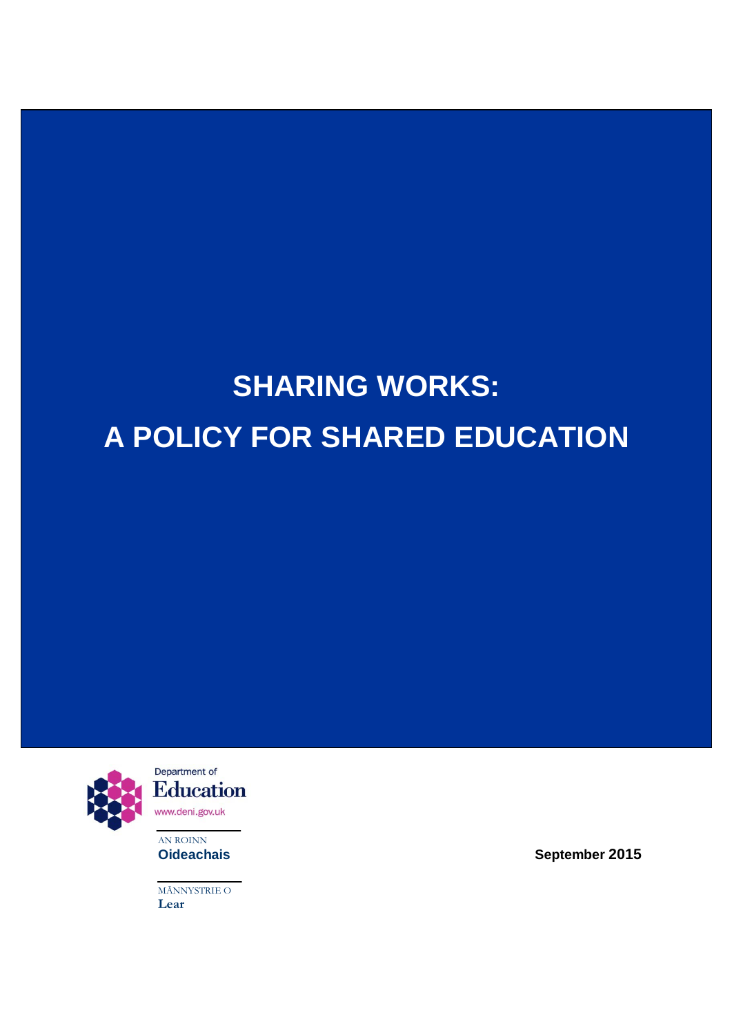# SHARING WORKS:

# A POLICY FOR SHARED EDUCATION

Department of
Education
www.deni.gov.uk

AN ROINN
**Oideachais**

MÃNNYSTRIE O
**Lear**

**September 2015**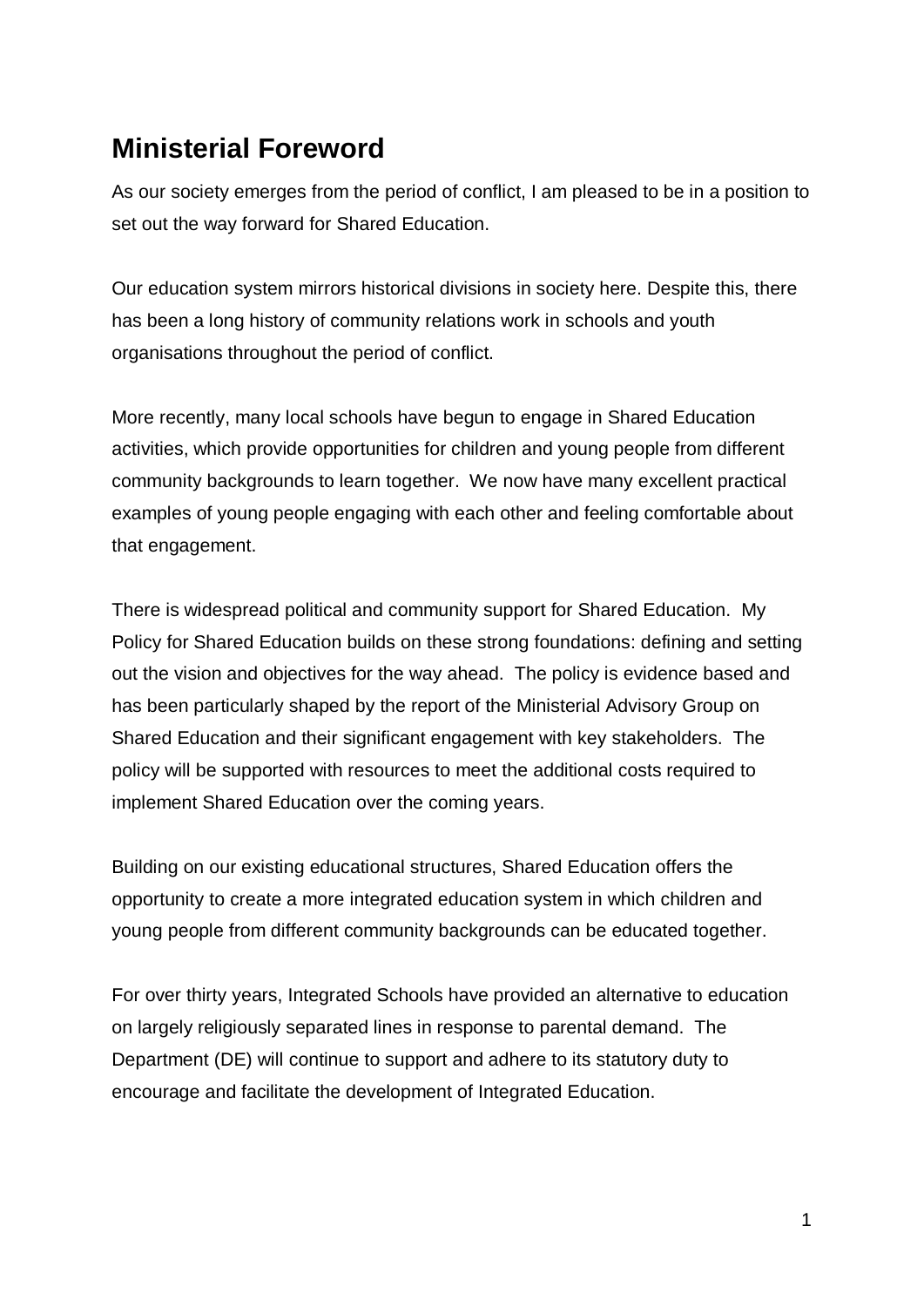# Ministerial Foreword

As our society emerges from the period of conflict, I am pleased to be in a position to set out the way forward for Shared Education.

Our education system mirrors historical divisions in society here. Despite this, there has been a long history of community relations work in schools and youth organisations throughout the period of conflict.

More recently, many local schools have begun to engage in Shared Education activities, which provide opportunities for children and young people from different community backgrounds to learn together. We now have many excellent practical examples of young people engaging with each other and feeling comfortable about that engagement.

There is widespread political and community support for Shared Education. My Policy for Shared Education builds on these strong foundations: defining and setting out the vision and objectives for the way ahead. The policy is evidence based and has been particularly shaped by the report of the Ministerial Advisory Group on Shared Education and their significant engagement with key stakeholders. The policy will be supported with resources to meet the additional costs required to implement Shared Education over the coming years.

Building on our existing educational structures, Shared Education offers the opportunity to create a more integrated education system in which children and young people from different community backgrounds can be educated together.

For over thirty years, Integrated Schools have provided an alternative to education on largely religiously separated lines in response to parental demand. The Department (DE) will continue to support and adhere to its statutory duty to encourage and facilitate the development of Integrated Education.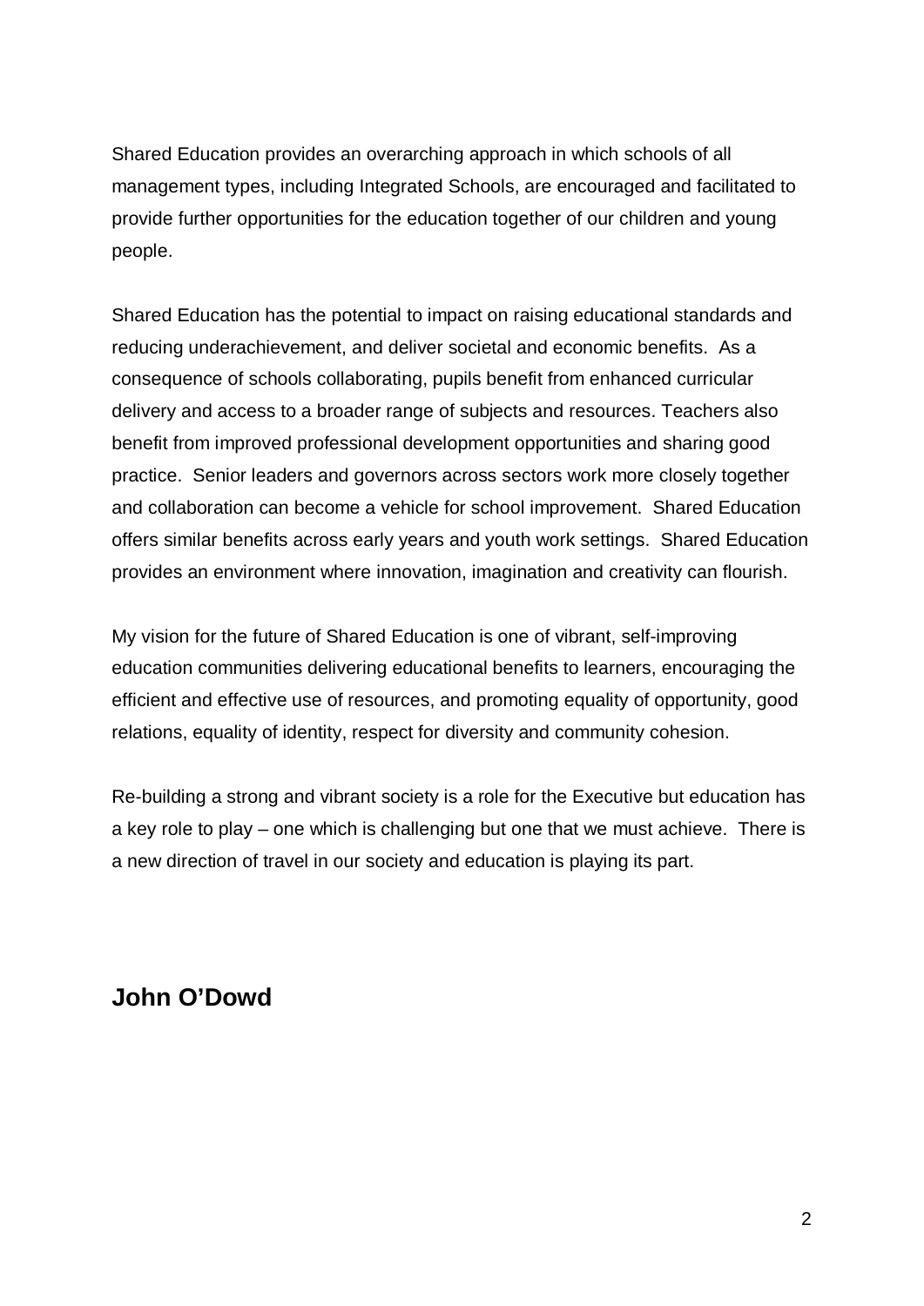Shared Education provides an overarching approach in which schools of all management types, including Integrated Schools, are encouraged and facilitated to provide further opportunities for the education together of our children and young people.

Shared Education has the potential to impact on raising educational standards and reducing underachievement, and deliver societal and economic benefits. As a consequence of schools collaborating, pupils benefit from enhanced curricular delivery and access to a broader range of subjects and resources. Teachers also benefit from improved professional development opportunities and sharing good practice. Senior leaders and governors across sectors work more closely together and collaboration can become a vehicle for school improvement. Shared Education offers similar benefits across early years and youth work settings. Shared Education provides an environment where innovation, imagination and creativity can flourish.

My vision for the future of Shared Education is one of vibrant, self-improving education communities delivering educational benefits to learners, encouraging the efficient and effective use of resources, and promoting equality of opportunity, good relations, equality of identity, respect for diversity and community cohesion.

Re-building a strong and vibrant society is a role for the Executive but education has a key role to play – one which is challenging but one that we must achieve. There is a new direction of travel in our society and education is playing its part.

**John O'Dowd**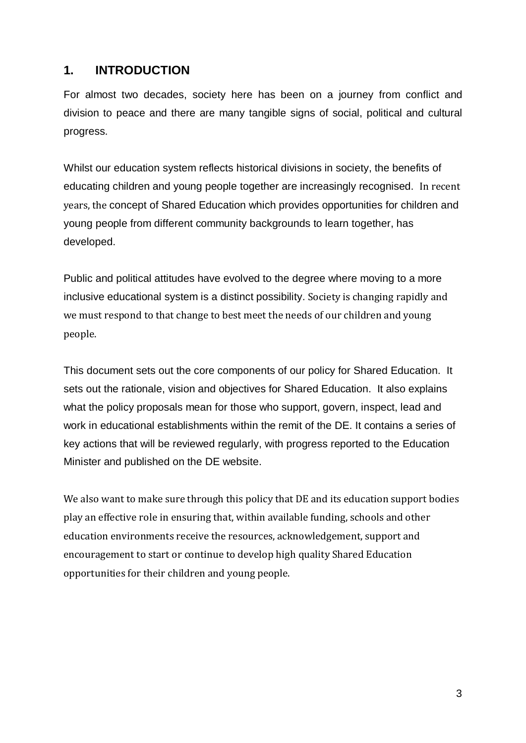## 1. INTRODUCTION

For almost two decades, society here has been on a journey from conflict and division to peace and there are many tangible signs of social, political and cultural progress.

Whilst our education system reflects historical divisions in society, the benefits of educating children and young people together are increasingly recognised. In recent years, the concept of Shared Education which provides opportunities for children and young people from different community backgrounds to learn together, has developed.

Public and political attitudes have evolved to the degree where moving to a more inclusive educational system is a distinct possibility. Society is changing rapidly and we must respond to that change to best meet the needs of our children and young people.

This document sets out the core components of our policy for Shared Education. It sets out the rationale, vision and objectives for Shared Education. It also explains what the policy proposals mean for those who support, govern, inspect, lead and work in educational establishments within the remit of the DE. It contains a series of key actions that will be reviewed regularly, with progress reported to the Education Minister and published on the DE website.

We also want to make sure through this policy that DE and its education support bodies play an effective role in ensuring that, within available funding, schools and other education environments receive the resources, acknowledgement, support and encouragement to start or continue to develop high quality Shared Education opportunities for their children and young people.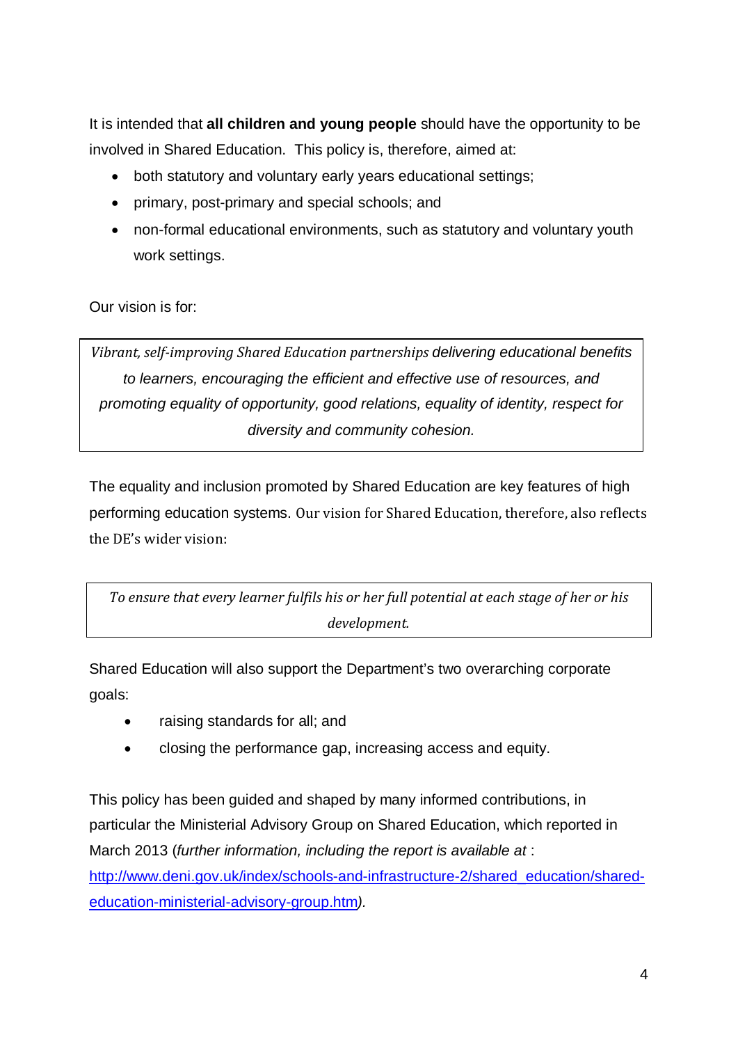It is intended that **all children and young people** should have the opportunity to be involved in Shared Education. This policy is, therefore, aimed at:

- both statutory and voluntary early years educational settings;
- primary, post-primary and special schools; and
- non-formal educational environments, such as statutory and voluntary youth work settings.

Our vision is for:

> *Vibrant, self-improving Shared Education partnerships delivering educational benefits to learners, encouraging the efficient and effective use of resources, and promoting equality of opportunity, good relations, equality of identity, respect for diversity and community cohesion.*

The equality and inclusion promoted by Shared Education are key features of high performing education systems. Our vision for Shared Education, therefore, also reflects the DE's wider vision:

> *To ensure that every learner fulfils his or her full potential at each stage of her or his development.*

Shared Education will also support the Department's two overarching corporate goals:

- raising standards for all; and
- closing the performance gap, increasing access and equity.

This policy has been guided and shaped by many informed contributions, in particular the Ministerial Advisory Group on Shared Education, which reported in March 2013 (*further information, including the report is available at* : [http://www.deni.gov.uk/index/schools-and-infrastructure-2/shared_education/shared-education-ministerial-advisory-group.htm](http://www.deni.gov.uk/index/schools-and-infrastructure-2/shared_education/shared-education-ministerial-advisory-group.htm)*).*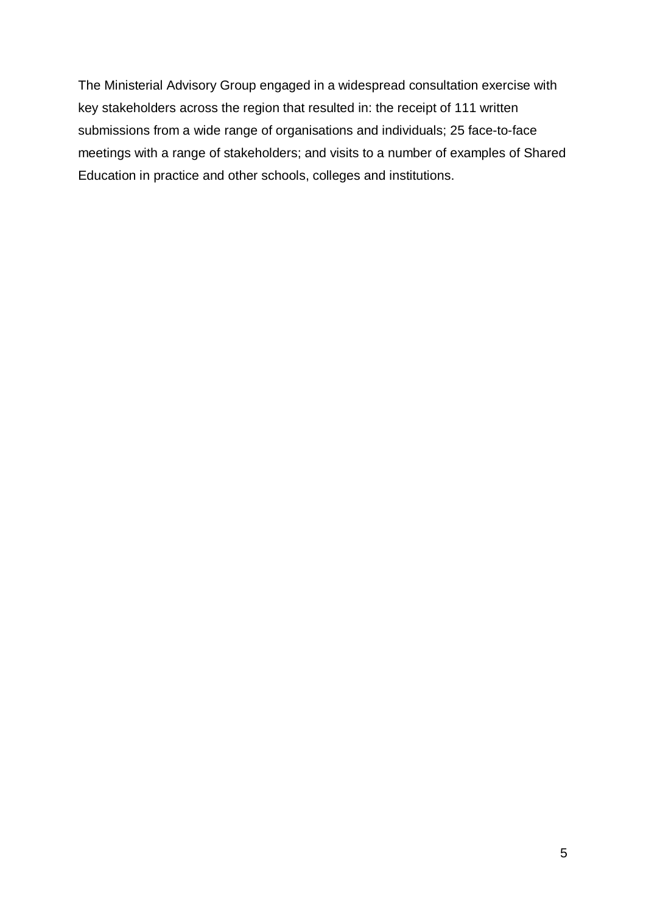The Ministerial Advisory Group engaged in a widespread consultation exercise with key stakeholders across the region that resulted in: the receipt of 111 written submissions from a wide range of organisations and individuals; 25 face-to-face meetings with a range of stakeholders; and visits to a number of examples of Shared Education in practice and other schools, colleges and institutions.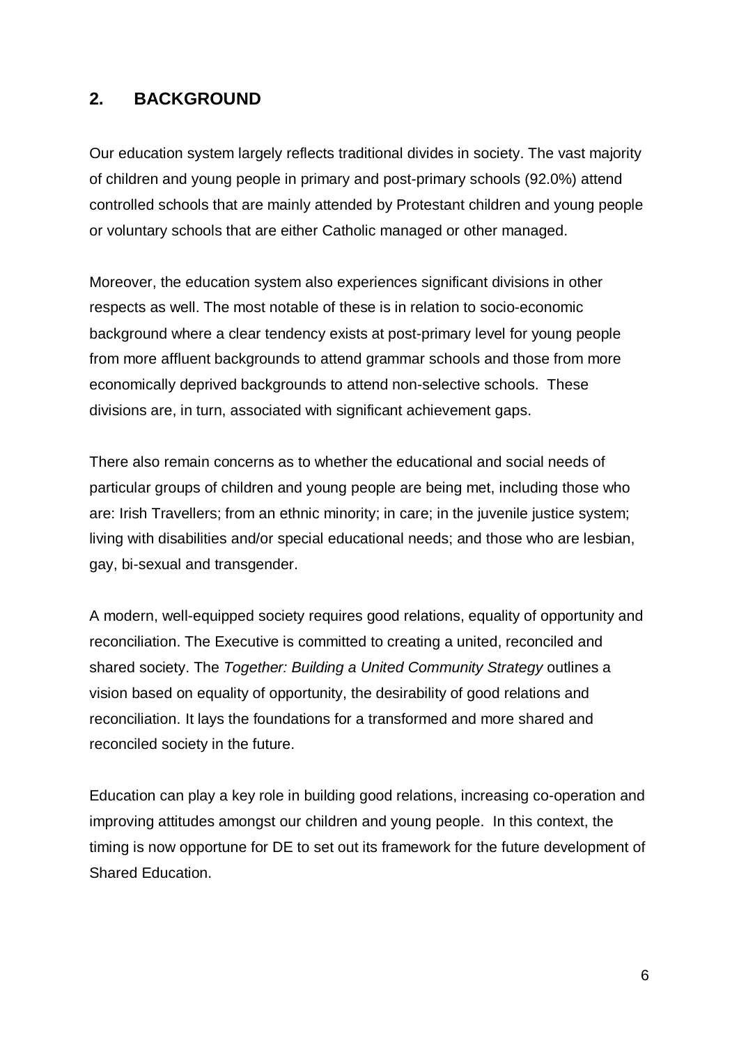## 2. BACKGROUND

Our education system largely reflects traditional divides in society. The vast majority of children and young people in primary and post-primary schools (92.0%) attend controlled schools that are mainly attended by Protestant children and young people or voluntary schools that are either Catholic managed or other managed.

Moreover, the education system also experiences significant divisions in other respects as well. The most notable of these is in relation to socio-economic background where a clear tendency exists at post-primary level for young people from more affluent backgrounds to attend grammar schools and those from more economically deprived backgrounds to attend non-selective schools. These divisions are, in turn, associated with significant achievement gaps.

There also remain concerns as to whether the educational and social needs of particular groups of children and young people are being met, including those who are: Irish Travellers; from an ethnic minority; in care; in the juvenile justice system; living with disabilities and/or special educational needs; and those who are lesbian, gay, bi-sexual and transgender.

A modern, well-equipped society requires good relations, equality of opportunity and reconciliation. The Executive is committed to creating a united, reconciled and shared society. The *Together: Building a United Community Strategy* outlines a vision based on equality of opportunity, the desirability of good relations and reconciliation. It lays the foundations for a transformed and more shared and reconciled society in the future.

Education can play a key role in building good relations, increasing co-operation and improving attitudes amongst our children and young people. In this context, the timing is now opportune for DE to set out its framework for the future development of Shared Education.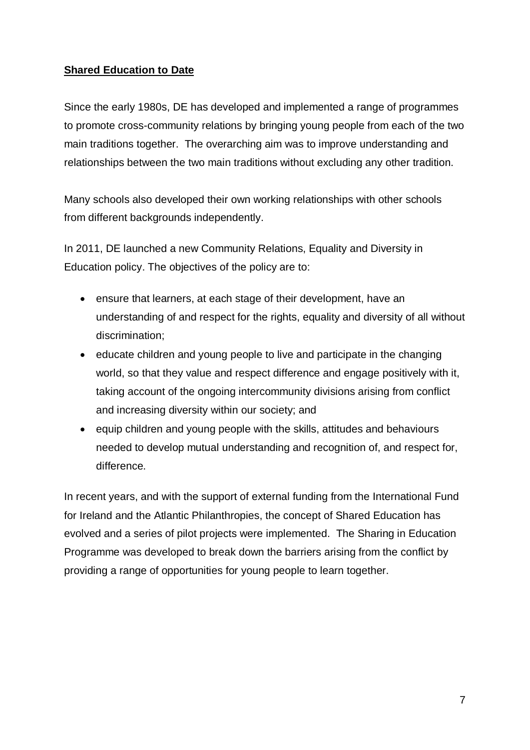## Shared Education to Date

Since the early 1980s, DE has developed and implemented a range of programmes to promote cross-community relations by bringing young people from each of the two main traditions together. The overarching aim was to improve understanding and relationships between the two main traditions without excluding any other tradition.

Many schools also developed their own working relationships with other schools from different backgrounds independently.

In 2011, DE launched a new Community Relations, Equality and Diversity in Education policy. The objectives of the policy are to:

- ensure that learners, at each stage of their development, have an understanding of and respect for the rights, equality and diversity of all without discrimination;
- educate children and young people to live and participate in the changing world, so that they value and respect difference and engage positively with it, taking account of the ongoing intercommunity divisions arising from conflict and increasing diversity within our society; and
- equip children and young people with the skills, attitudes and behaviours needed to develop mutual understanding and recognition of, and respect for, difference.

In recent years, and with the support of external funding from the International Fund for Ireland and the Atlantic Philanthropies, the concept of Shared Education has evolved and a series of pilot projects were implemented. The Sharing in Education Programme was developed to break down the barriers arising from the conflict by providing a range of opportunities for young people to learn together.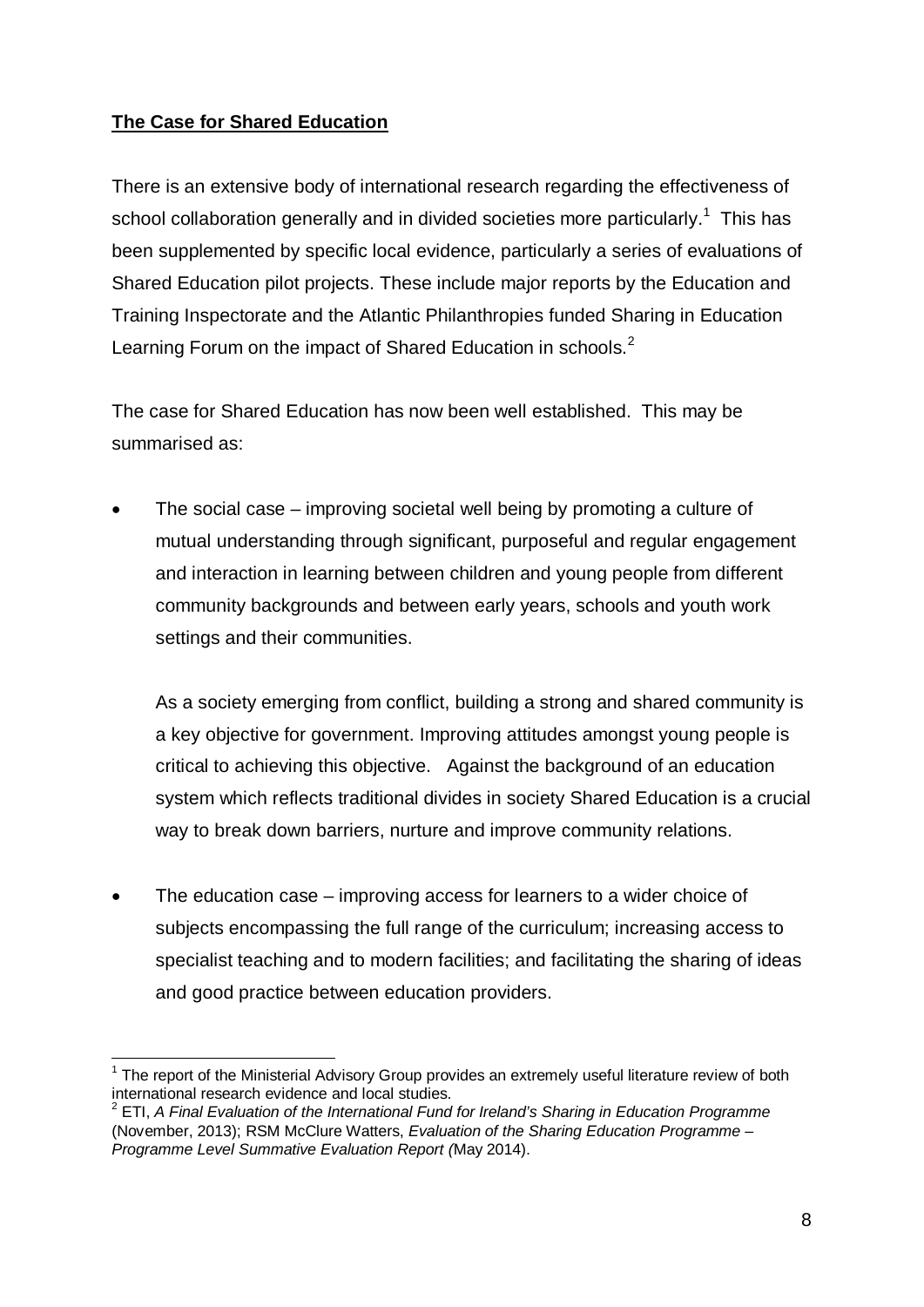**The Case for Shared Education**

There is an extensive body of international research regarding the effectiveness of school collaboration generally and in divided societies more particularly.[1] This has been supplemented by specific local evidence, particularly a series of evaluations of Shared Education pilot projects. These include major reports by the Education and Training Inspectorate and the Atlantic Philanthropies funded Sharing in Education Learning Forum on the impact of Shared Education in schools.[2]

The case for Shared Education has now been well established. This may be summarised as:

- The social case – improving societal well being by promoting a culture of mutual understanding through significant, purposeful and regular engagement and interaction in learning between children and young people from different community backgrounds and between early years, schools and youth work settings and their communities.

  As a society emerging from conflict, building a strong and shared community is a key objective for government. Improving attitudes amongst young people is critical to achieving this objective. Against the background of an education system which reflects traditional divides in society Shared Education is a crucial way to break down barriers, nurture and improve community relations.

- The education case – improving access for learners to a wider choice of subjects encompassing the full range of the curriculum; increasing access to specialist teaching and to modern facilities; and facilitating the sharing of ideas and good practice between education providers.

---

[1] The report of the Ministerial Advisory Group provides an extremely useful literature review of both international research evidence and local studies.

[2] ETI, *A Final Evaluation of the International Fund for Ireland's Sharing in Education Programme* (November, 2013); RSM McClure Watters, *Evaluation of the Sharing Education Programme – Programme Level Summative Evaluation Report (*May 2014).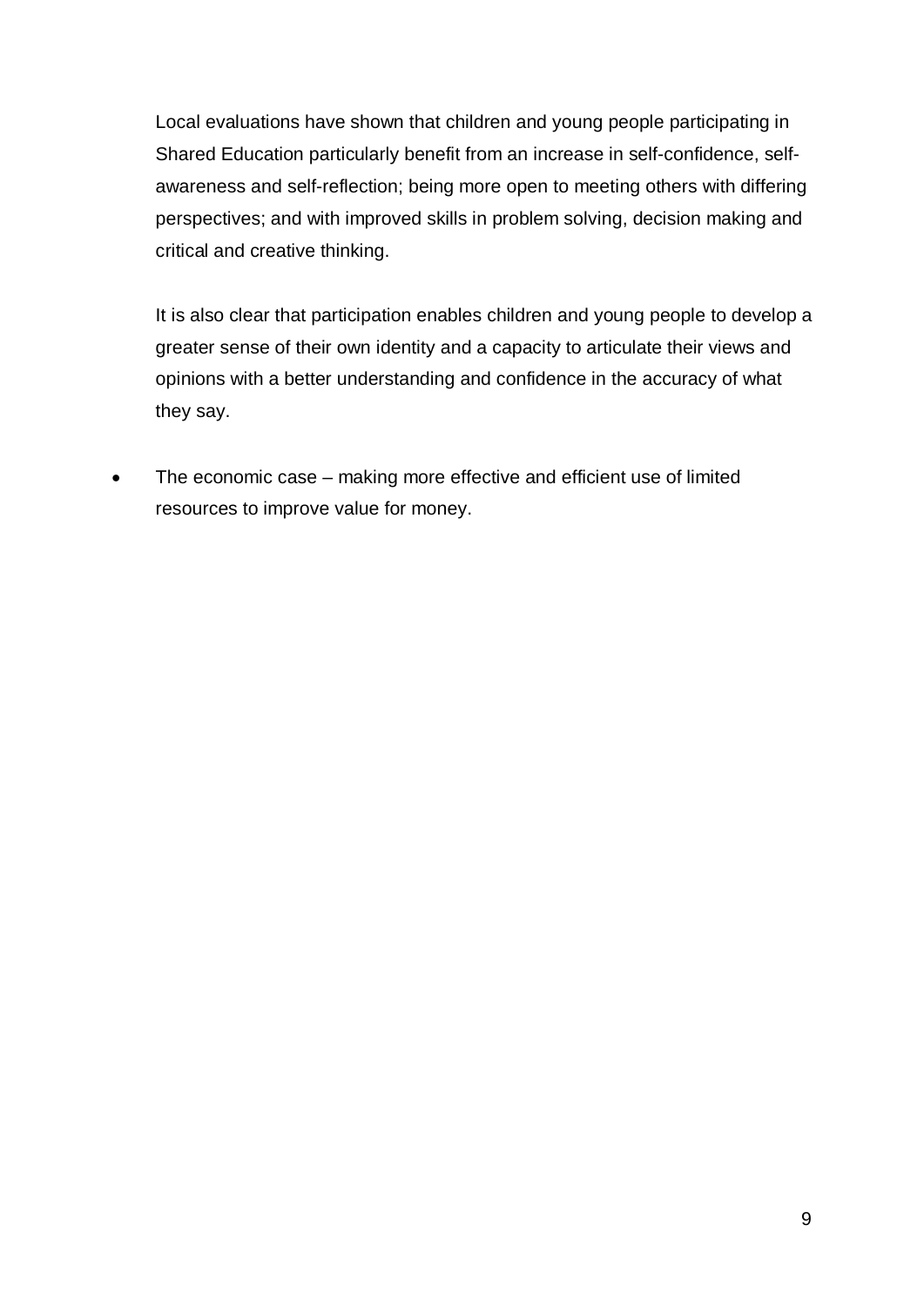Local evaluations have shown that children and young people participating in Shared Education particularly benefit from an increase in self-confidence, self-awareness and self-reflection; being more open to meeting others with differing perspectives; and with improved skills in problem solving, decision making and critical and creative thinking.

It is also clear that participation enables children and young people to develop a greater sense of their own identity and a capacity to articulate their views and opinions with a better understanding and confidence in the accuracy of what they say.

- The economic case – making more effective and efficient use of limited resources to improve value for money.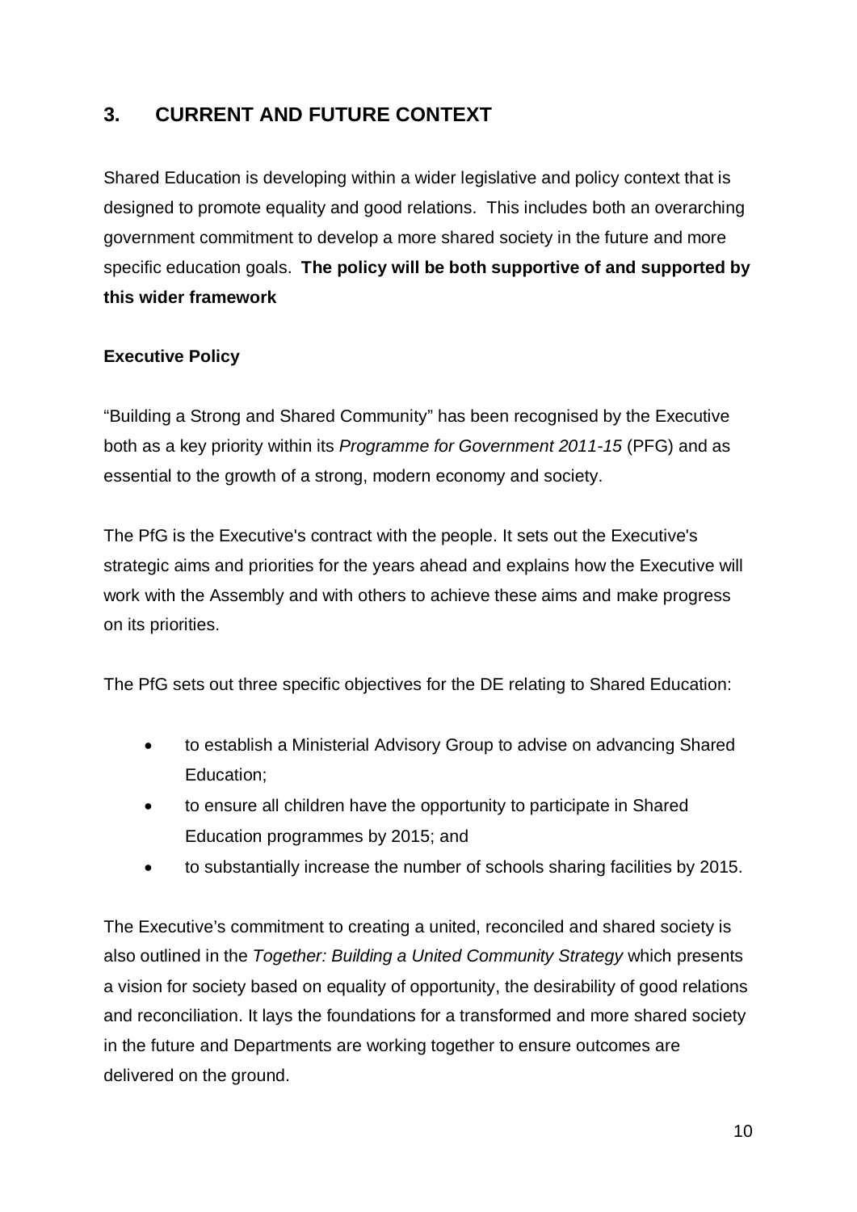## 3. CURRENT AND FUTURE CONTEXT

Shared Education is developing within a wider legislative and policy context that is designed to promote equality and good relations. This includes both an overarching government commitment to develop a more shared society in the future and more specific education goals. **The policy will be both supportive of and supported by this wider framework**

### Executive Policy

"Building a Strong and Shared Community" has been recognised by the Executive both as a key priority within its *Programme for Government 2011-15* (PFG) and as essential to the growth of a strong, modern economy and society.

The PfG is the Executive's contract with the people. It sets out the Executive's strategic aims and priorities for the years ahead and explains how the Executive will work with the Assembly and with others to achieve these aims and make progress on its priorities.

The PfG sets out three specific objectives for the DE relating to Shared Education:

- to establish a Ministerial Advisory Group to advise on advancing Shared Education;
- to ensure all children have the opportunity to participate in Shared Education programmes by 2015; and
- to substantially increase the number of schools sharing facilities by 2015.

The Executive's commitment to creating a united, reconciled and shared society is also outlined in the *Together: Building a United Community Strategy* which presents a vision for society based on equality of opportunity, the desirability of good relations and reconciliation. It lays the foundations for a transformed and more shared society in the future and Departments are working together to ensure outcomes are delivered on the ground.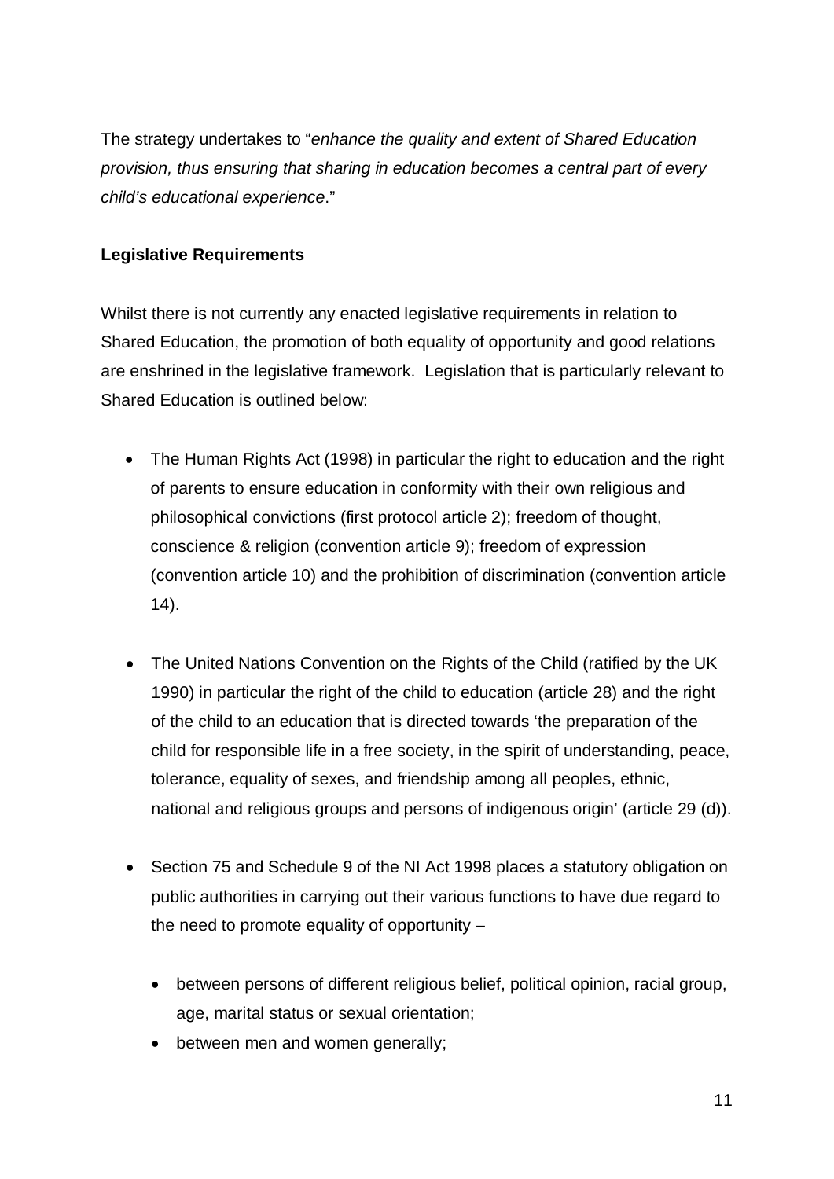The strategy undertakes to "*enhance the quality and extent of Shared Education provision, thus ensuring that sharing in education becomes a central part of every child's educational experience*."

**Legislative Requirements**

Whilst there is not currently any enacted legislative requirements in relation to Shared Education, the promotion of both equality of opportunity and good relations are enshrined in the legislative framework. Legislation that is particularly relevant to Shared Education is outlined below:

- The Human Rights Act (1998) in particular the right to education and the right of parents to ensure education in conformity with their own religious and philosophical convictions (first protocol article 2); freedom of thought, conscience & religion (convention article 9); freedom of expression (convention article 10) and the prohibition of discrimination (convention article 14).

- The United Nations Convention on the Rights of the Child (ratified by the UK 1990) in particular the right of the child to education (article 28) and the right of the child to an education that is directed towards 'the preparation of the child for responsible life in a free society, in the spirit of understanding, peace, tolerance, equality of sexes, and friendship among all peoples, ethnic, national and religious groups and persons of indigenous origin' (article 29 (d)).

- Section 75 and Schedule 9 of the NI Act 1998 places a statutory obligation on public authorities in carrying out their various functions to have due regard to the need to promote equality of opportunity –

  - between persons of different religious belief, political opinion, racial group, age, marital status or sexual orientation;
  - between men and women generally;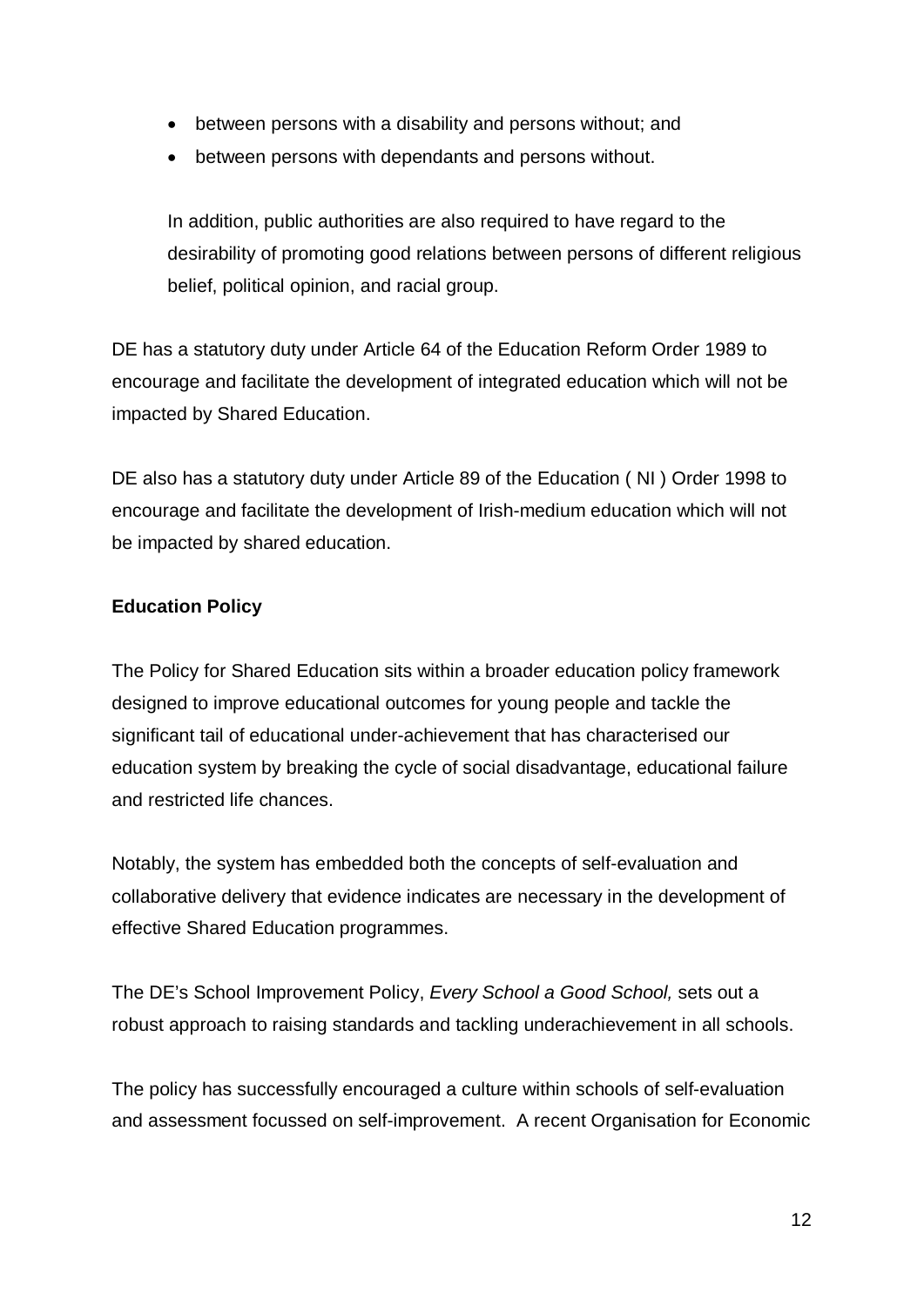- between persons with a disability and persons without; and
- between persons with dependants and persons without.

In addition, public authorities are also required to have regard to the desirability of promoting good relations between persons of different religious belief, political opinion, and racial group.

DE has a statutory duty under Article 64 of the Education Reform Order 1989 to encourage and facilitate the development of integrated education which will not be impacted by Shared Education.

DE also has a statutory duty under Article 89 of the Education ( NI ) Order 1998 to encourage and facilitate the development of Irish-medium education which will not be impacted by shared education.

**Education Policy**

The Policy for Shared Education sits within a broader education policy framework designed to improve educational outcomes for young people and tackle the significant tail of educational under-achievement that has characterised our education system by breaking the cycle of social disadvantage, educational failure and restricted life chances.

Notably, the system has embedded both the concepts of self-evaluation and collaborative delivery that evidence indicates are necessary in the development of effective Shared Education programmes.

The DE's School Improvement Policy, *Every School a Good School,* sets out a robust approach to raising standards and tackling underachievement in all schools.

The policy has successfully encouraged a culture within schools of self-evaluation and assessment focussed on self-improvement. A recent Organisation for Economic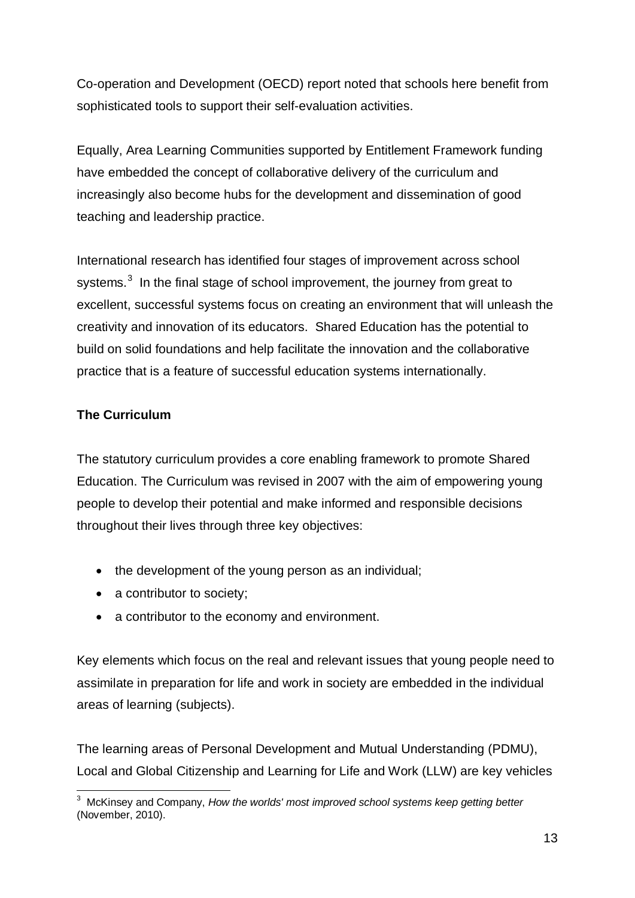Co-operation and Development (OECD) report noted that schools here benefit from sophisticated tools to support their self-evaluation activities.

Equally, Area Learning Communities supported by Entitlement Framework funding have embedded the concept of collaborative delivery of the curriculum and increasingly also become hubs for the development and dissemination of good teaching and leadership practice.

International research has identified four stages of improvement across school systems.[3] In the final stage of school improvement, the journey from great to excellent, successful systems focus on creating an environment that will unleash the creativity and innovation of its educators. Shared Education has the potential to build on solid foundations and help facilitate the innovation and the collaborative practice that is a feature of successful education systems internationally.

**The Curriculum**

The statutory curriculum provides a core enabling framework to promote Shared Education. The Curriculum was revised in 2007 with the aim of empowering young people to develop their potential and make informed and responsible decisions throughout their lives through three key objectives:

- the development of the young person as an individual;
- a contributor to society;
- a contributor to the economy and environment.

Key elements which focus on the real and relevant issues that young people need to assimilate in preparation for life and work in society are embedded in the individual areas of learning (subjects).

The learning areas of Personal Development and Mutual Understanding (PDMU), Local and Global Citizenship and Learning for Life and Work (LLW) are key vehicles

---

[3] McKinsey and Company, *How the worlds' most improved school systems keep getting better* (November, 2010).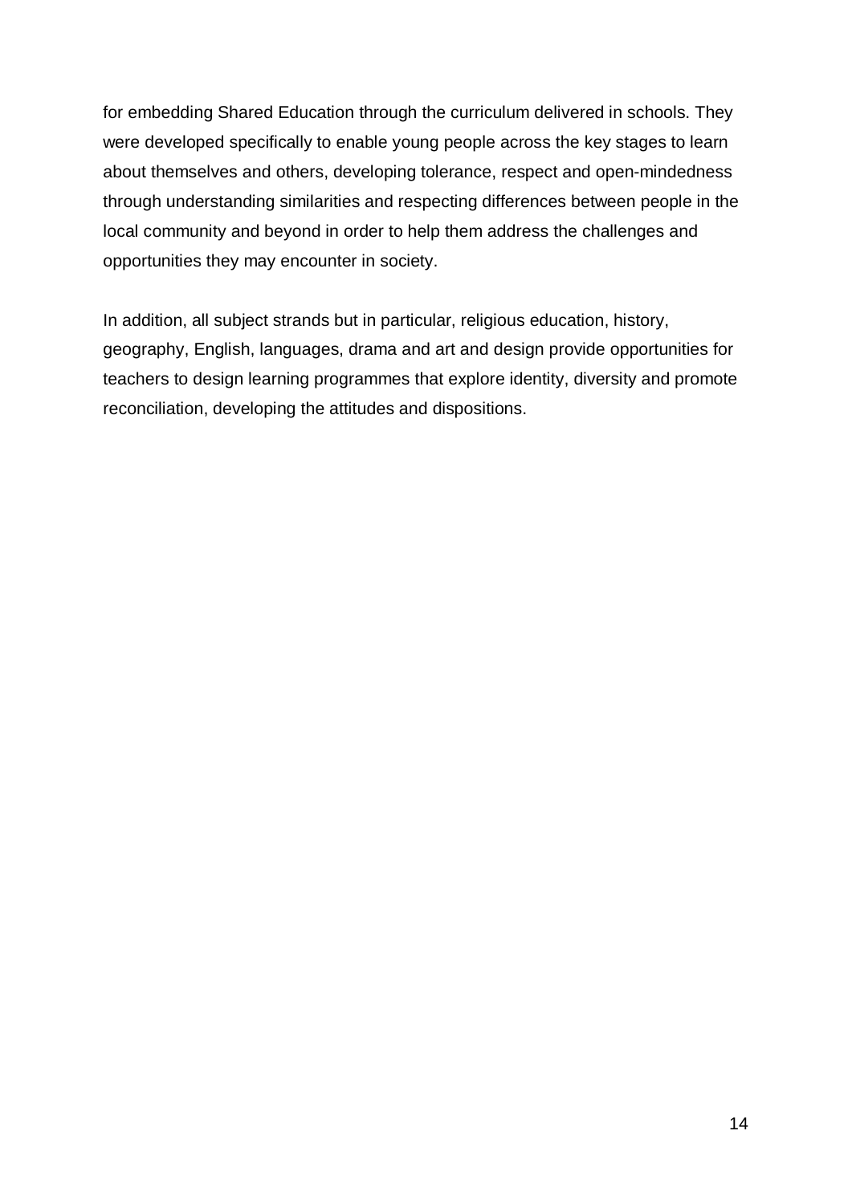for embedding Shared Education through the curriculum delivered in schools. They were developed specifically to enable young people across the key stages to learn about themselves and others, developing tolerance, respect and open-mindedness through understanding similarities and respecting differences between people in the local community and beyond in order to help them address the challenges and opportunities they may encounter in society.

In addition, all subject strands but in particular, religious education, history, geography, English, languages, drama and art and design provide opportunities for teachers to design learning programmes that explore identity, diversity and promote reconciliation, developing the attitudes and dispositions.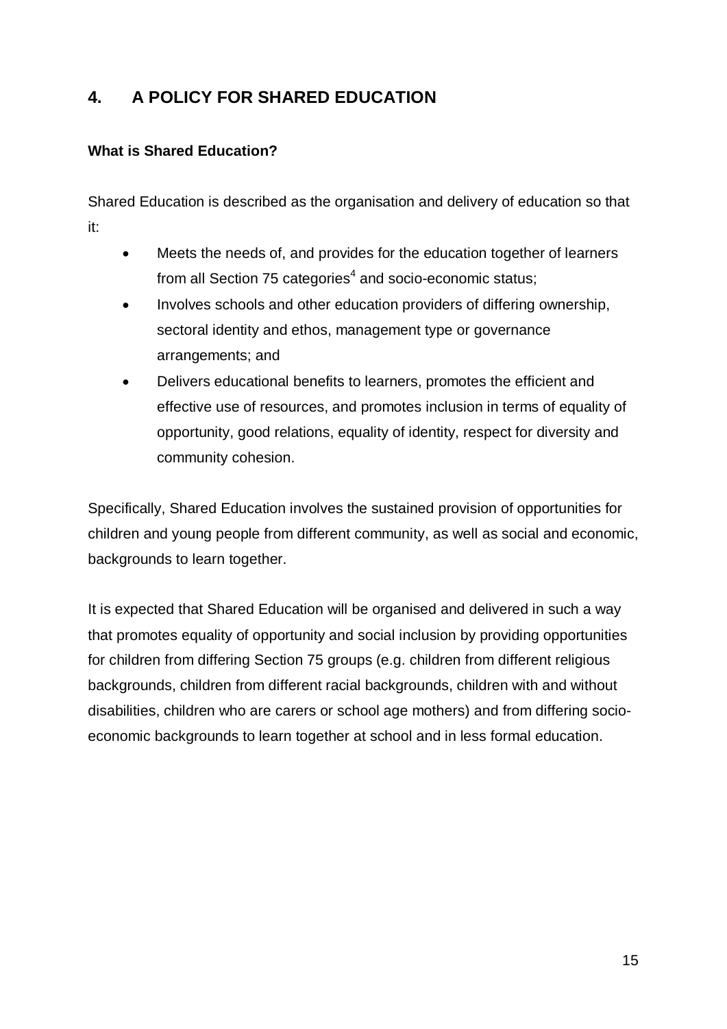## 4. A POLICY FOR SHARED EDUCATION

### What is Shared Education?

Shared Education is described as the organisation and delivery of education so that it:

- Meets the needs of, and provides for the education together of learners from all Section 75 categories[4] and socio-economic status;
- Involves schools and other education providers of differing ownership, sectoral identity and ethos, management type or governance arrangements; and
- Delivers educational benefits to learners, promotes the efficient and effective use of resources, and promotes inclusion in terms of equality of opportunity, good relations, equality of identity, respect for diversity and community cohesion.

Specifically, Shared Education involves the sustained provision of opportunities for children and young people from different community, as well as social and economic, backgrounds to learn together.

It is expected that Shared Education will be organised and delivered in such a way that promotes equality of opportunity and social inclusion by providing opportunities for children from differing Section 75 groups (e.g. children from different religious backgrounds, children from different racial backgrounds, children with and without disabilities, children who are carers or school age mothers) and from differing socio-economic backgrounds to learn together at school and in less formal education.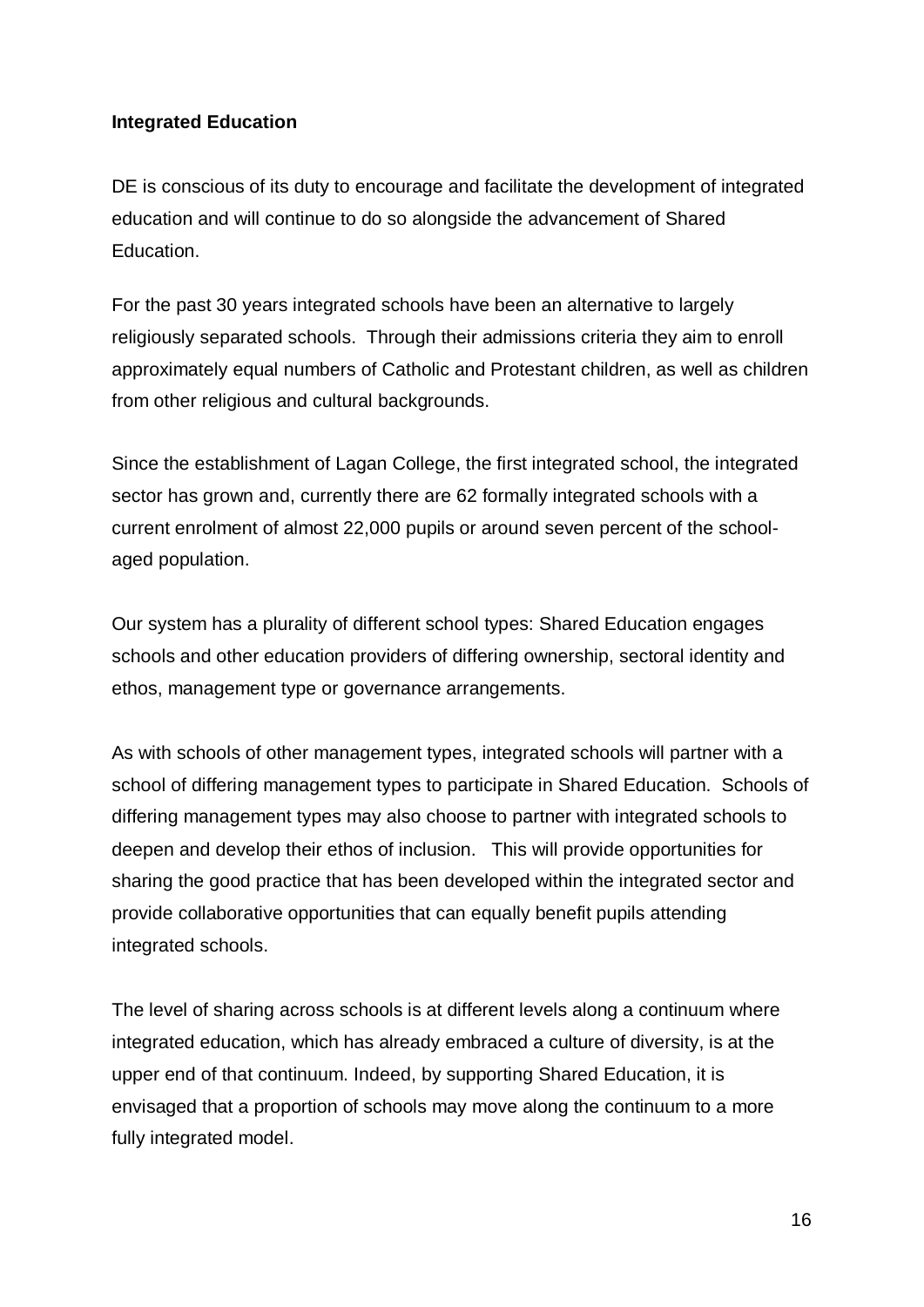**Integrated Education**

DE is conscious of its duty to encourage and facilitate the development of integrated education and will continue to do so alongside the advancement of Shared Education.

For the past 30 years integrated schools have been an alternative to largely religiously separated schools. Through their admissions criteria they aim to enroll approximately equal numbers of Catholic and Protestant children, as well as children from other religious and cultural backgrounds.

Since the establishment of Lagan College, the first integrated school, the integrated sector has grown and, currently there are 62 formally integrated schools with a current enrolment of almost 22,000 pupils or around seven percent of the school-aged population.

Our system has a plurality of different school types: Shared Education engages schools and other education providers of differing ownership, sectoral identity and ethos, management type or governance arrangements.

As with schools of other management types, integrated schools will partner with a school of differing management types to participate in Shared Education. Schools of differing management types may also choose to partner with integrated schools to deepen and develop their ethos of inclusion. This will provide opportunities for sharing the good practice that has been developed within the integrated sector and provide collaborative opportunities that can equally benefit pupils attending integrated schools.

The level of sharing across schools is at different levels along a continuum where integrated education, which has already embraced a culture of diversity, is at the upper end of that continuum. Indeed, by supporting Shared Education, it is envisaged that a proportion of schools may move along the continuum to a more fully integrated model.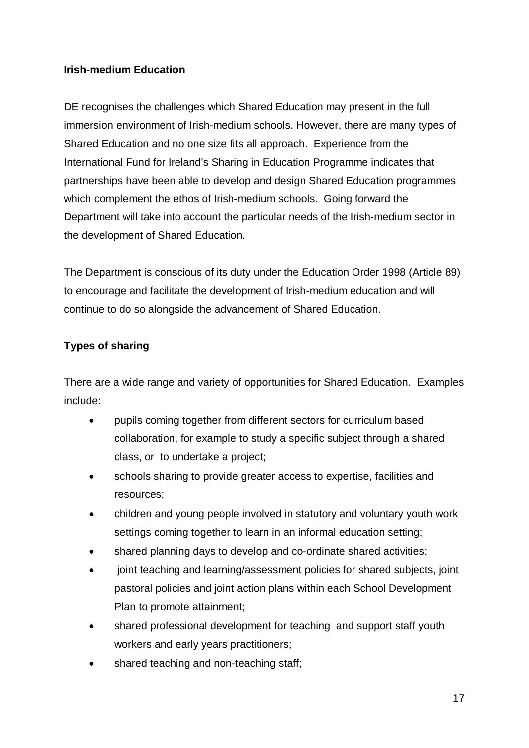**Irish-medium Education**

DE recognises the challenges which Shared Education may present in the full immersion environment of Irish-medium schools. However, there are many types of Shared Education and no one size fits all approach. Experience from the International Fund for Ireland's Sharing in Education Programme indicates that partnerships have been able to develop and design Shared Education programmes which complement the ethos of Irish-medium schools. Going forward the Department will take into account the particular needs of the Irish-medium sector in the development of Shared Education.

The Department is conscious of its duty under the Education Order 1998 (Article 89) to encourage and facilitate the development of Irish-medium education and will continue to do so alongside the advancement of Shared Education.

**Types of sharing**

There are a wide range and variety of opportunities for Shared Education. Examples include:

- pupils coming together from different sectors for curriculum based collaboration, for example to study a specific subject through a shared class, or to undertake a project;
- schools sharing to provide greater access to expertise, facilities and resources;
- children and young people involved in statutory and voluntary youth work settings coming together to learn in an informal education setting;
- shared planning days to develop and co-ordinate shared activities;
- joint teaching and learning/assessment policies for shared subjects, joint pastoral policies and joint action plans within each School Development Plan to promote attainment;
- shared professional development for teaching and support staff youth workers and early years practitioners;
- shared teaching and non-teaching staff;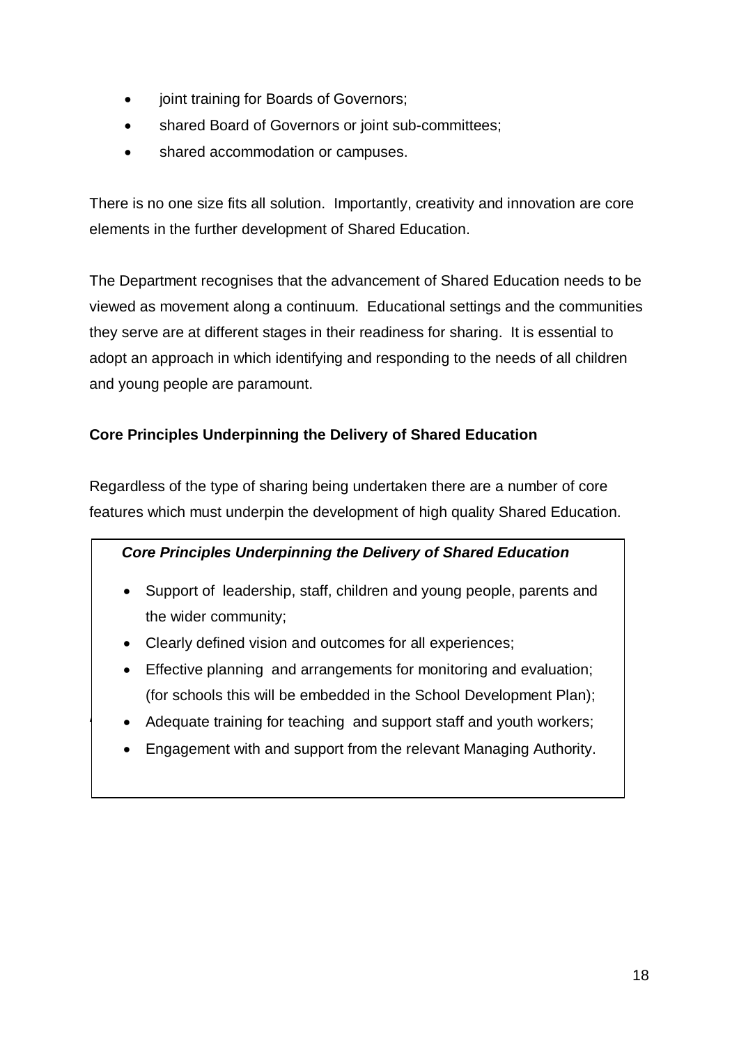- joint training for Boards of Governors;
- shared Board of Governors or joint sub-committees;
- shared accommodation or campuses.

There is no one size fits all solution. Importantly, creativity and innovation are core elements in the further development of Shared Education.

The Department recognises that the advancement of Shared Education needs to be viewed as movement along a continuum. Educational settings and the communities they serve are at different stages in their readiness for sharing. It is essential to adopt an approach in which identifying and responding to the needs of all children and young people are paramount.

**Core Principles Underpinning the Delivery of Shared Education**

Regardless of the type of sharing being undertaken there are a number of core features which must underpin the development of high quality Shared Education.

***Core Principles Underpinning the Delivery of Shared Education***

- Support of leadership, staff, children and young people, parents and the wider community;
- Clearly defined vision and outcomes for all experiences;
- Effective planning and arrangements for monitoring and evaluation; (for schools this will be embedded in the School Development Plan);
- Adequate training for teaching and support staff and youth workers;
- Engagement with and support from the relevant Managing Authority.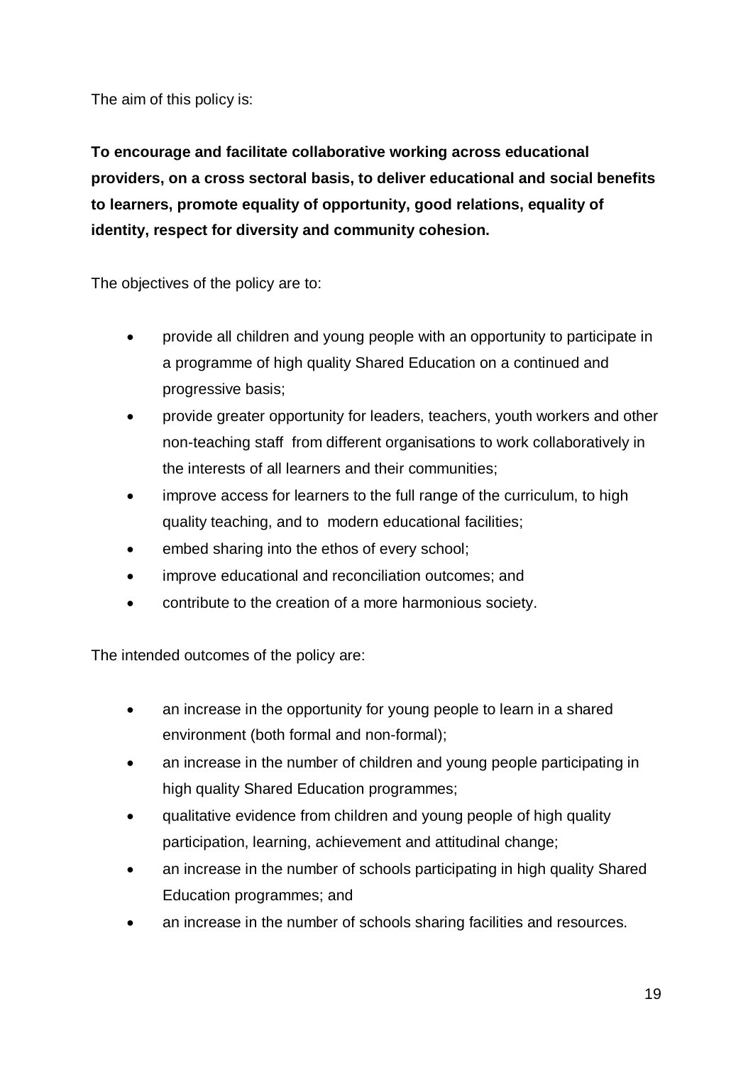The aim of this policy is:

**To encourage and facilitate collaborative working across educational providers, on a cross sectoral basis, to deliver educational and social benefits to learners, promote equality of opportunity, good relations, equality of identity, respect for diversity and community cohesion.**

The objectives of the policy are to:

- provide all children and young people with an opportunity to participate in a programme of high quality Shared Education on a continued and progressive basis;
- provide greater opportunity for leaders, teachers, youth workers and other non-teaching staff from different organisations to work collaboratively in the interests of all learners and their communities;
- improve access for learners to the full range of the curriculum, to high quality teaching, and to modern educational facilities;
- embed sharing into the ethos of every school;
- improve educational and reconciliation outcomes; and
- contribute to the creation of a more harmonious society.

The intended outcomes of the policy are:

- an increase in the opportunity for young people to learn in a shared environment (both formal and non-formal);
- an increase in the number of children and young people participating in high quality Shared Education programmes;
- qualitative evidence from children and young people of high quality participation, learning, achievement and attitudinal change;
- an increase in the number of schools participating in high quality Shared Education programmes; and
- an increase in the number of schools sharing facilities and resources.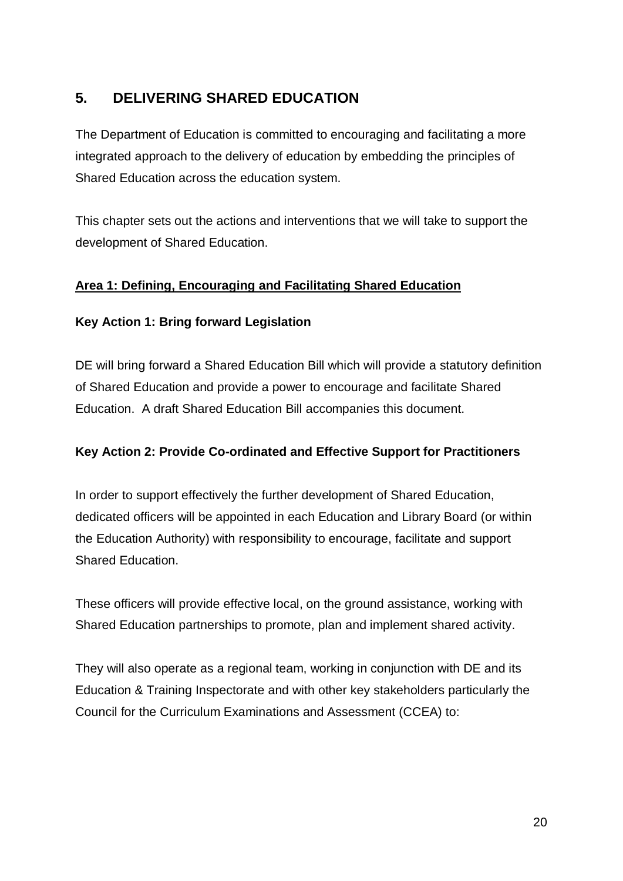## 5. DELIVERING SHARED EDUCATION

The Department of Education is committed to encouraging and facilitating a more integrated approach to the delivery of education by embedding the principles of Shared Education across the education system.

This chapter sets out the actions and interventions that we will take to support the development of Shared Education.

**<u>Area 1: Defining, Encouraging and Facilitating Shared Education</u>**

**Key Action 1: Bring forward Legislation**

DE will bring forward a Shared Education Bill which will provide a statutory definition of Shared Education and provide a power to encourage and facilitate Shared Education. A draft Shared Education Bill accompanies this document.

**Key Action 2: Provide Co-ordinated and Effective Support for Practitioners**

In order to support effectively the further development of Shared Education, dedicated officers will be appointed in each Education and Library Board (or within the Education Authority) with responsibility to encourage, facilitate and support Shared Education.

These officers will provide effective local, on the ground assistance, working with Shared Education partnerships to promote, plan and implement shared activity.

They will also operate as a regional team, working in conjunction with DE and its Education & Training Inspectorate and with other key stakeholders particularly the Council for the Curriculum Examinations and Assessment (CCEA) to: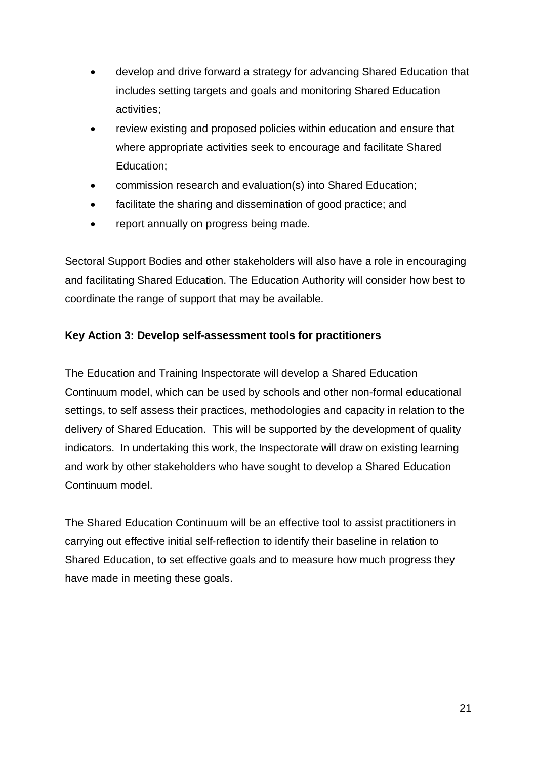- develop and drive forward a strategy for advancing Shared Education that includes setting targets and goals and monitoring Shared Education activities;
- review existing and proposed policies within education and ensure that where appropriate activities seek to encourage and facilitate Shared Education;
- commission research and evaluation(s) into Shared Education;
- facilitate the sharing and dissemination of good practice; and
- report annually on progress being made.

Sectoral Support Bodies and other stakeholders will also have a role in encouraging and facilitating Shared Education. The Education Authority will consider how best to coordinate the range of support that may be available.

**Key Action 3: Develop self-assessment tools for practitioners**

The Education and Training Inspectorate will develop a Shared Education Continuum model, which can be used by schools and other non-formal educational settings, to self assess their practices, methodologies and capacity in relation to the delivery of Shared Education. This will be supported by the development of quality indicators. In undertaking this work, the Inspectorate will draw on existing learning and work by other stakeholders who have sought to develop a Shared Education Continuum model.

The Shared Education Continuum will be an effective tool to assist practitioners in carrying out effective initial self-reflection to identify their baseline in relation to Shared Education, to set effective goals and to measure how much progress they have made in meeting these goals.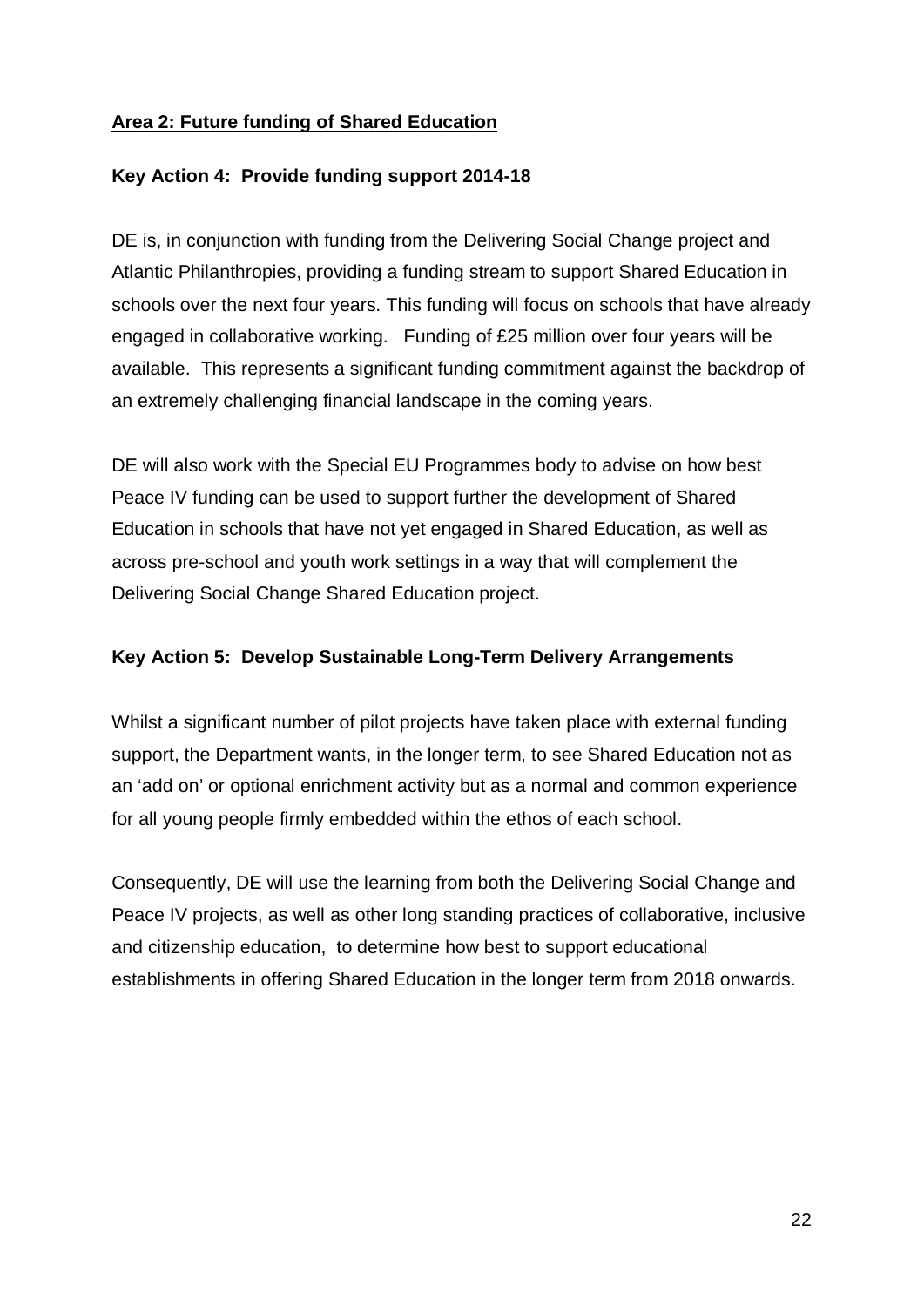## Area 2: Future funding of Shared Education

### Key Action 4: Provide funding support 2014-18

DE is, in conjunction with funding from the Delivering Social Change project and Atlantic Philanthropies, providing a funding stream to support Shared Education in schools over the next four years. This funding will focus on schools that have already engaged in collaborative working. Funding of £25 million over four years will be available. This represents a significant funding commitment against the backdrop of an extremely challenging financial landscape in the coming years.

DE will also work with the Special EU Programmes body to advise on how best Peace IV funding can be used to support further the development of Shared Education in schools that have not yet engaged in Shared Education, as well as across pre-school and youth work settings in a way that will complement the Delivering Social Change Shared Education project.

### Key Action 5: Develop Sustainable Long-Term Delivery Arrangements

Whilst a significant number of pilot projects have taken place with external funding support, the Department wants, in the longer term, to see Shared Education not as an 'add on' or optional enrichment activity but as a normal and common experience for all young people firmly embedded within the ethos of each school.

Consequently, DE will use the learning from both the Delivering Social Change and Peace IV projects, as well as other long standing practices of collaborative, inclusive and citizenship education, to determine how best to support educational establishments in offering Shared Education in the longer term from 2018 onwards.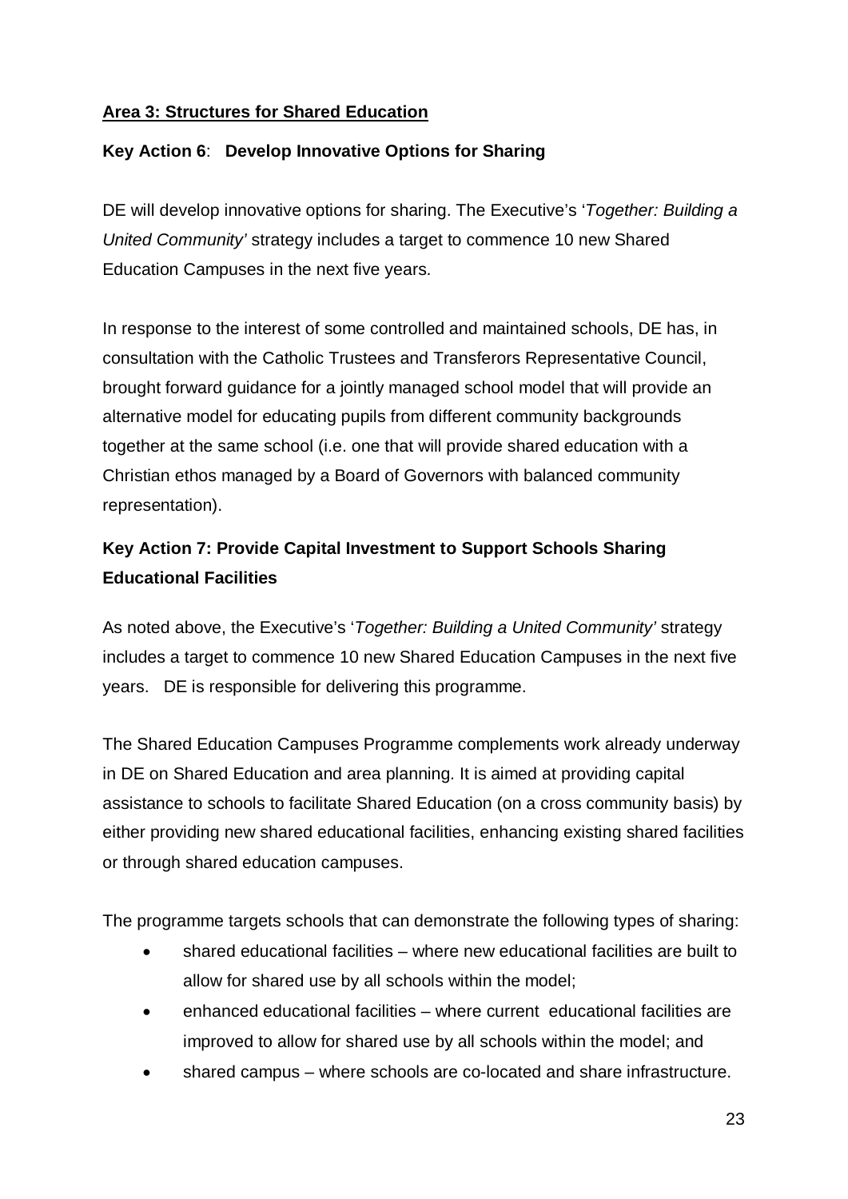## Area 3: Structures for Shared Education

### Key Action 6: Develop Innovative Options for Sharing

DE will develop innovative options for sharing. The Executive's '*Together: Building a United Community'* strategy includes a target to commence 10 new Shared Education Campuses in the next five years.

In response to the interest of some controlled and maintained schools, DE has, in consultation with the Catholic Trustees and Transferors Representative Council, brought forward guidance for a jointly managed school model that will provide an alternative model for educating pupils from different community backgrounds together at the same school (i.e. one that will provide shared education with a Christian ethos managed by a Board of Governors with balanced community representation).

### Key Action 7: Provide Capital Investment to Support Schools Sharing Educational Facilities

As noted above, the Executive's '*Together: Building a United Community'* strategy includes a target to commence 10 new Shared Education Campuses in the next five years. DE is responsible for delivering this programme.

The Shared Education Campuses Programme complements work already underway in DE on Shared Education and area planning. It is aimed at providing capital assistance to schools to facilitate Shared Education (on a cross community basis) by either providing new shared educational facilities, enhancing existing shared facilities or through shared education campuses.

The programme targets schools that can demonstrate the following types of sharing:

- shared educational facilities – where new educational facilities are built to allow for shared use by all schools within the model;
- enhanced educational facilities – where current educational facilities are improved to allow for shared use by all schools within the model; and
- shared campus – where schools are co-located and share infrastructure.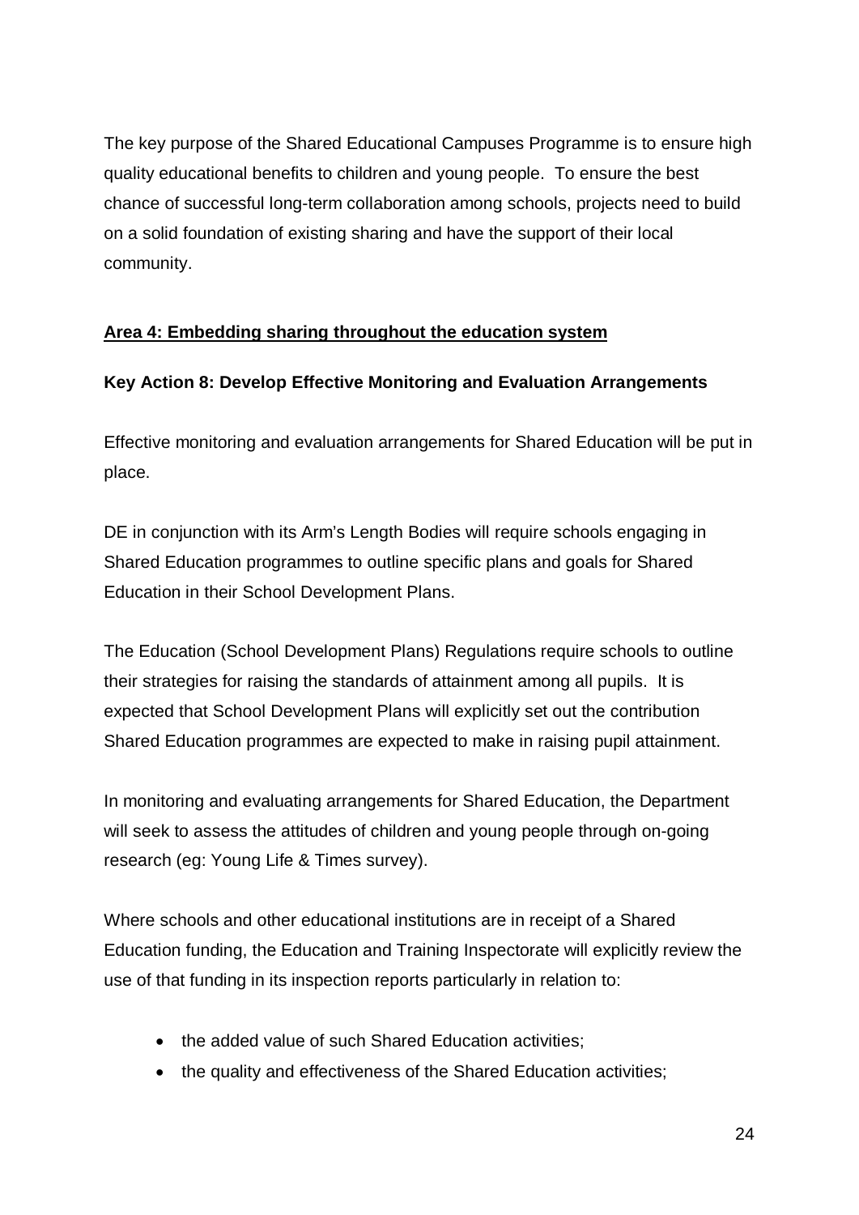The key purpose of the Shared Educational Campuses Programme is to ensure high quality educational benefits to children and young people. To ensure the best chance of successful long-term collaboration among schools, projects need to build on a solid foundation of existing sharing and have the support of their local community.

## Area 4: Embedding sharing throughout the education system

### Key Action 8: Develop Effective Monitoring and Evaluation Arrangements

Effective monitoring and evaluation arrangements for Shared Education will be put in place.

DE in conjunction with its Arm's Length Bodies will require schools engaging in Shared Education programmes to outline specific plans and goals for Shared Education in their School Development Plans.

The Education (School Development Plans) Regulations require schools to outline their strategies for raising the standards of attainment among all pupils. It is expected that School Development Plans will explicitly set out the contribution Shared Education programmes are expected to make in raising pupil attainment.

In monitoring and evaluating arrangements for Shared Education, the Department will seek to assess the attitudes of children and young people through on-going research (eg: Young Life & Times survey).

Where schools and other educational institutions are in receipt of a Shared Education funding, the Education and Training Inspectorate will explicitly review the use of that funding in its inspection reports particularly in relation to:

- the added value of such Shared Education activities;
- the quality and effectiveness of the Shared Education activities;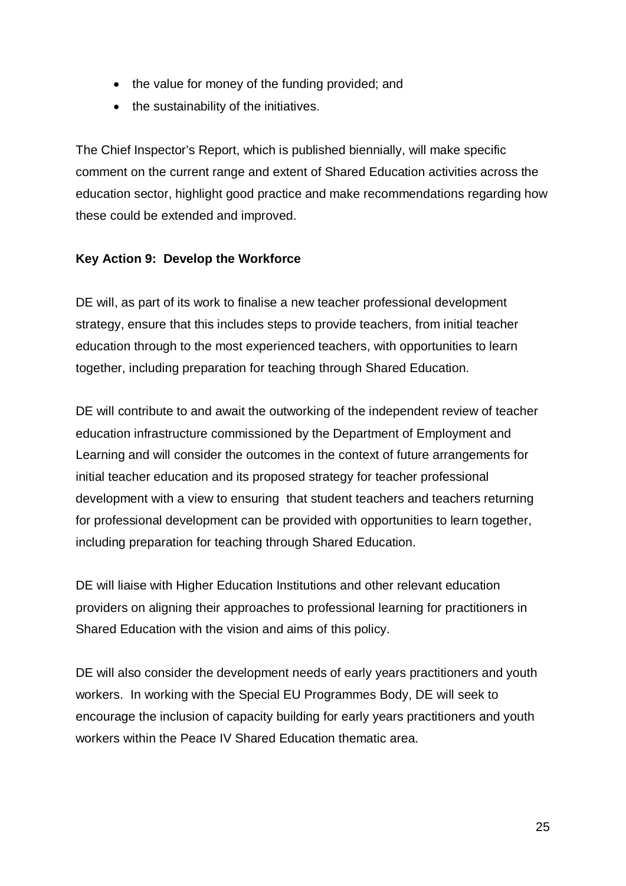- the value for money of the funding provided; and
- the sustainability of the initiatives.

The Chief Inspector's Report, which is published biennially, will make specific comment on the current range and extent of Shared Education activities across the education sector, highlight good practice and make recommendations regarding how these could be extended and improved.

**Key Action 9: Develop the Workforce**

DE will, as part of its work to finalise a new teacher professional development strategy, ensure that this includes steps to provide teachers, from initial teacher education through to the most experienced teachers, with opportunities to learn together, including preparation for teaching through Shared Education.

DE will contribute to and await the outworking of the independent review of teacher education infrastructure commissioned by the Department of Employment and Learning and will consider the outcomes in the context of future arrangements for initial teacher education and its proposed strategy for teacher professional development with a view to ensuring that student teachers and teachers returning for professional development can be provided with opportunities to learn together, including preparation for teaching through Shared Education.

DE will liaise with Higher Education Institutions and other relevant education providers on aligning their approaches to professional learning for practitioners in Shared Education with the vision and aims of this policy.

DE will also consider the development needs of early years practitioners and youth workers. In working with the Special EU Programmes Body, DE will seek to encourage the inclusion of capacity building for early years practitioners and youth workers within the Peace IV Shared Education thematic area.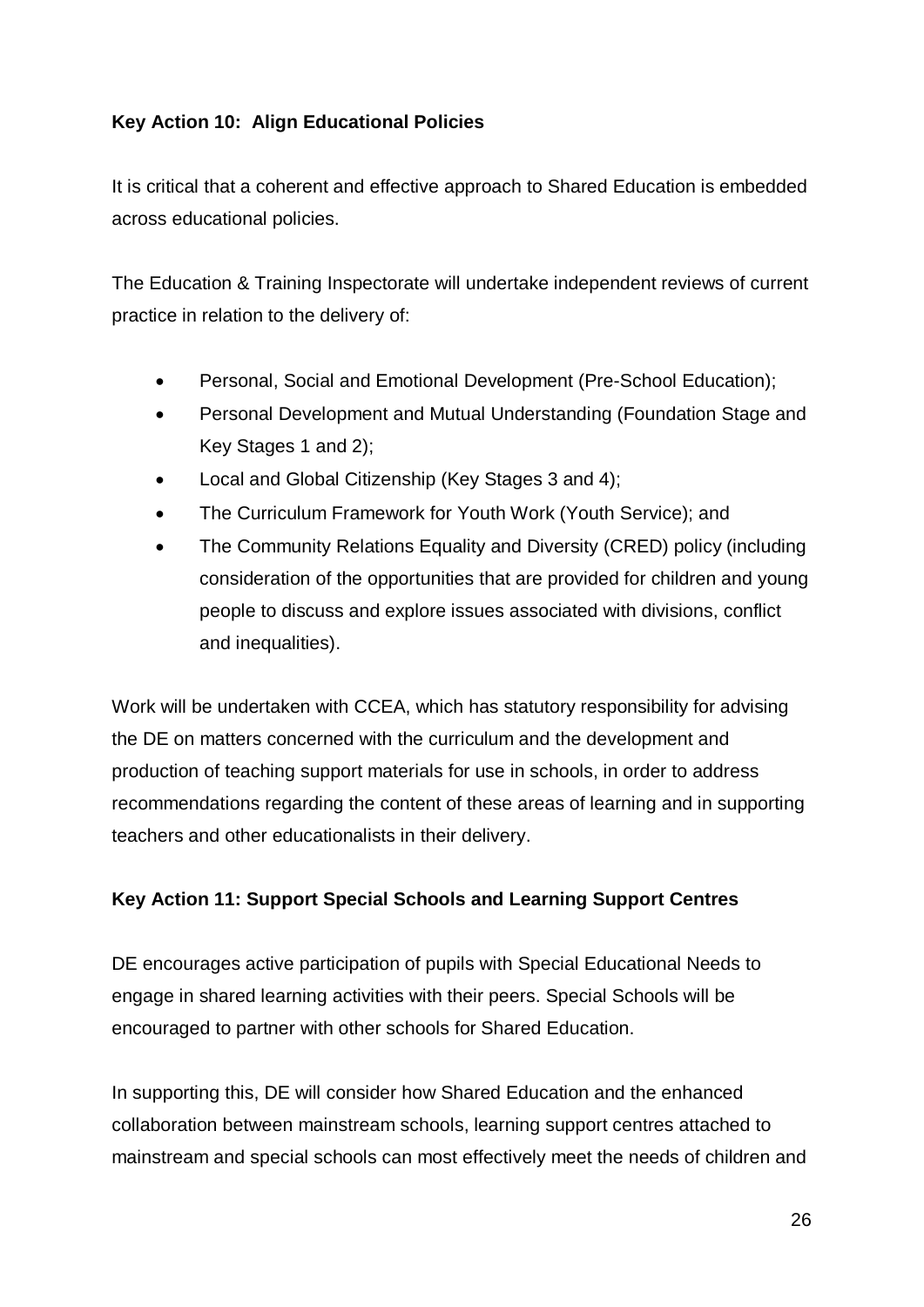**Key Action 10: Align Educational Policies**

It is critical that a coherent and effective approach to Shared Education is embedded across educational policies.

The Education & Training Inspectorate will undertake independent reviews of current practice in relation to the delivery of:

- Personal, Social and Emotional Development (Pre-School Education);
- Personal Development and Mutual Understanding (Foundation Stage and Key Stages 1 and 2);
- Local and Global Citizenship (Key Stages 3 and 4);
- The Curriculum Framework for Youth Work (Youth Service); and
- The Community Relations Equality and Diversity (CRED) policy (including consideration of the opportunities that are provided for children and young people to discuss and explore issues associated with divisions, conflict and inequalities).

Work will be undertaken with CCEA, which has statutory responsibility for advising the DE on matters concerned with the curriculum and the development and production of teaching support materials for use in schools, in order to address recommendations regarding the content of these areas of learning and in supporting teachers and other educationalists in their delivery.

**Key Action 11: Support Special Schools and Learning Support Centres**

DE encourages active participation of pupils with Special Educational Needs to engage in shared learning activities with their peers. Special Schools will be encouraged to partner with other schools for Shared Education.

In supporting this, DE will consider how Shared Education and the enhanced collaboration between mainstream schools, learning support centres attached to mainstream and special schools can most effectively meet the needs of children and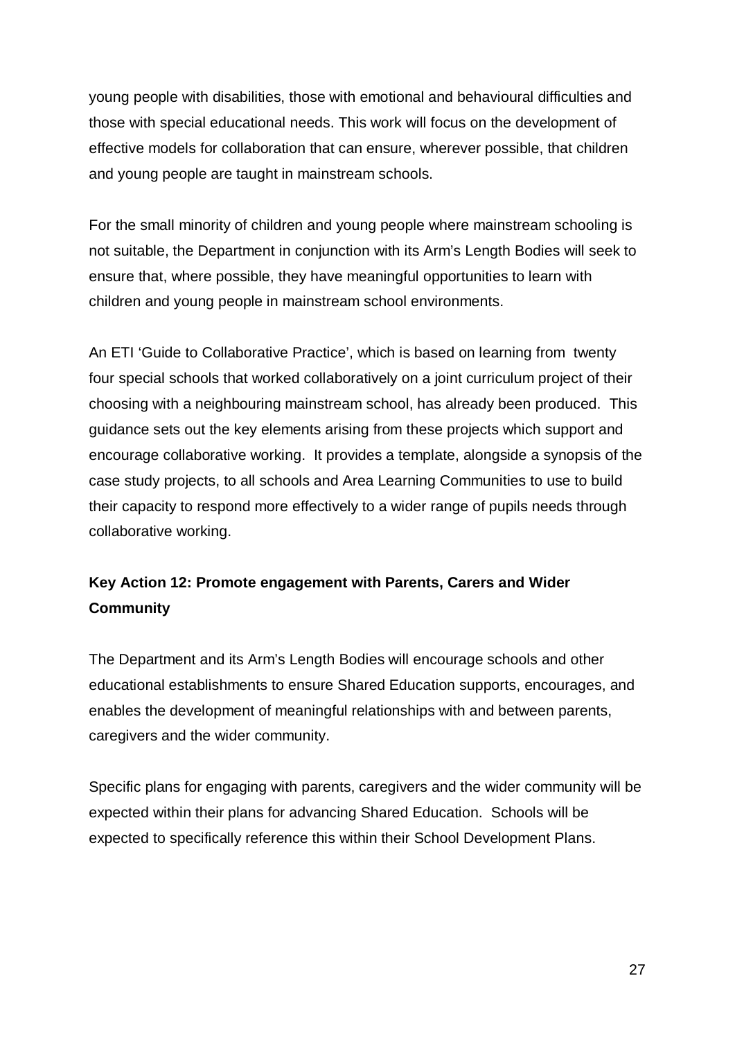young people with disabilities, those with emotional and behavioural difficulties and those with special educational needs. This work will focus on the development of effective models for collaboration that can ensure, wherever possible, that children and young people are taught in mainstream schools.

For the small minority of children and young people where mainstream schooling is not suitable, the Department in conjunction with its Arm's Length Bodies will seek to ensure that, where possible, they have meaningful opportunities to learn with children and young people in mainstream school environments.

An ETI 'Guide to Collaborative Practice', which is based on learning from twenty four special schools that worked collaboratively on a joint curriculum project of their choosing with a neighbouring mainstream school, has already been produced. This guidance sets out the key elements arising from these projects which support and encourage collaborative working. It provides a template, alongside a synopsis of the case study projects, to all schools and Area Learning Communities to use to build their capacity to respond more effectively to a wider range of pupils needs through collaborative working.

**Key Action 12: Promote engagement with Parents, Carers and Wider Community**

The Department and its Arm's Length Bodies will encourage schools and other educational establishments to ensure Shared Education supports, encourages, and enables the development of meaningful relationships with and between parents, caregivers and the wider community.

Specific plans for engaging with parents, caregivers and the wider community will be expected within their plans for advancing Shared Education. Schools will be expected to specifically reference this within their School Development Plans.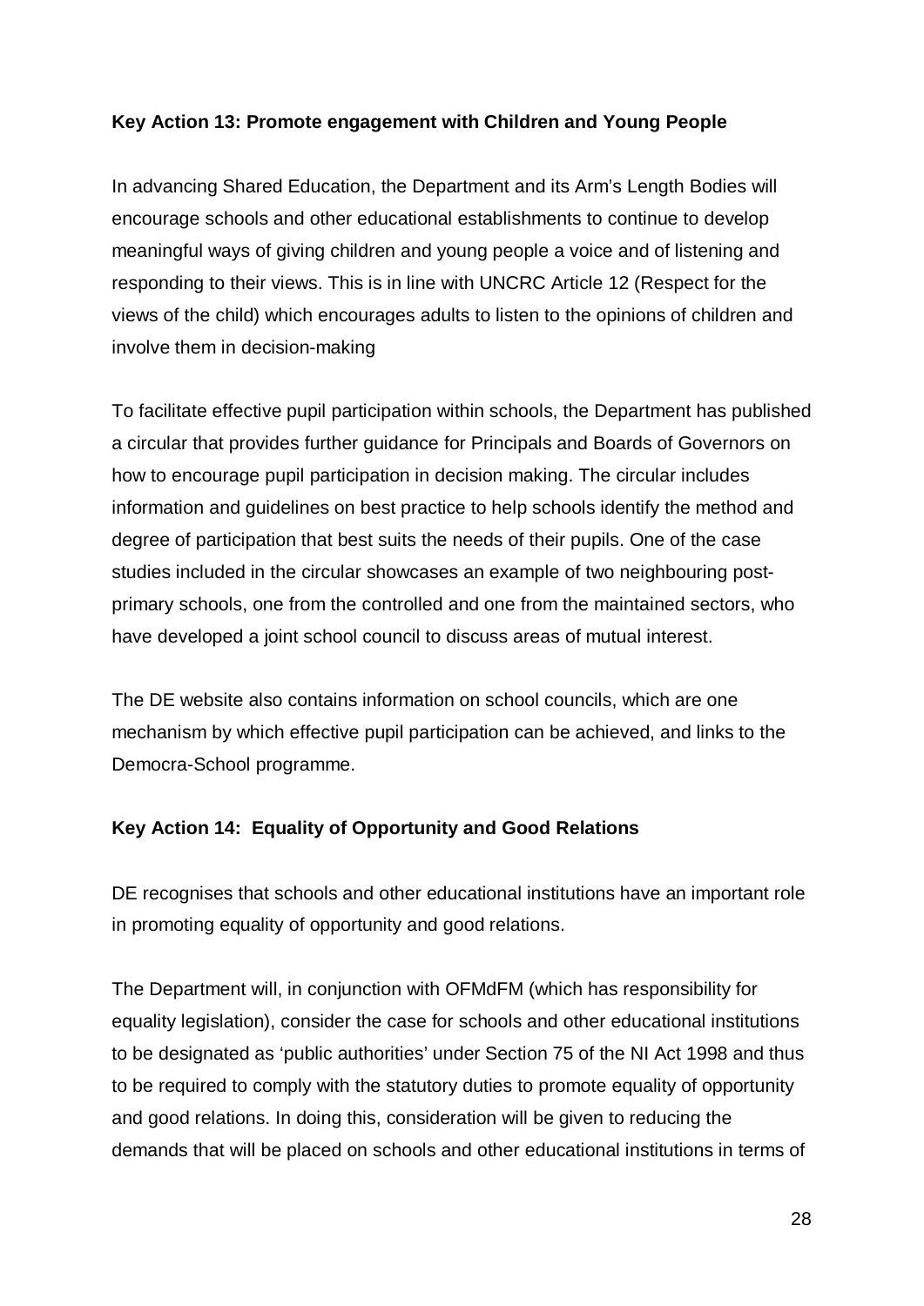**Key Action 13: Promote engagement with Children and Young People**

In advancing Shared Education, the Department and its Arm's Length Bodies will encourage schools and other educational establishments to continue to develop meaningful ways of giving children and young people a voice and of listening and responding to their views. This is in line with UNCRC Article 12 (Respect for the views of the child) which encourages adults to listen to the opinions of children and involve them in decision-making

To facilitate effective pupil participation within schools, the Department has published a circular that provides further guidance for Principals and Boards of Governors on how to encourage pupil participation in decision making. The circular includes information and guidelines on best practice to help schools identify the method and degree of participation that best suits the needs of their pupils. One of the case studies included in the circular showcases an example of two neighbouring post-primary schools, one from the controlled and one from the maintained sectors, who have developed a joint school council to discuss areas of mutual interest.

The DE website also contains information on school councils, which are one mechanism by which effective pupil participation can be achieved, and links to the Democra-School programme.

**Key Action 14: Equality of Opportunity and Good Relations**

DE recognises that schools and other educational institutions have an important role in promoting equality of opportunity and good relations.

The Department will, in conjunction with OFMdFM (which has responsibility for equality legislation), consider the case for schools and other educational institutions to be designated as 'public authorities' under Section 75 of the NI Act 1998 and thus to be required to comply with the statutory duties to promote equality of opportunity and good relations. In doing this, consideration will be given to reducing the demands that will be placed on schools and other educational institutions in terms of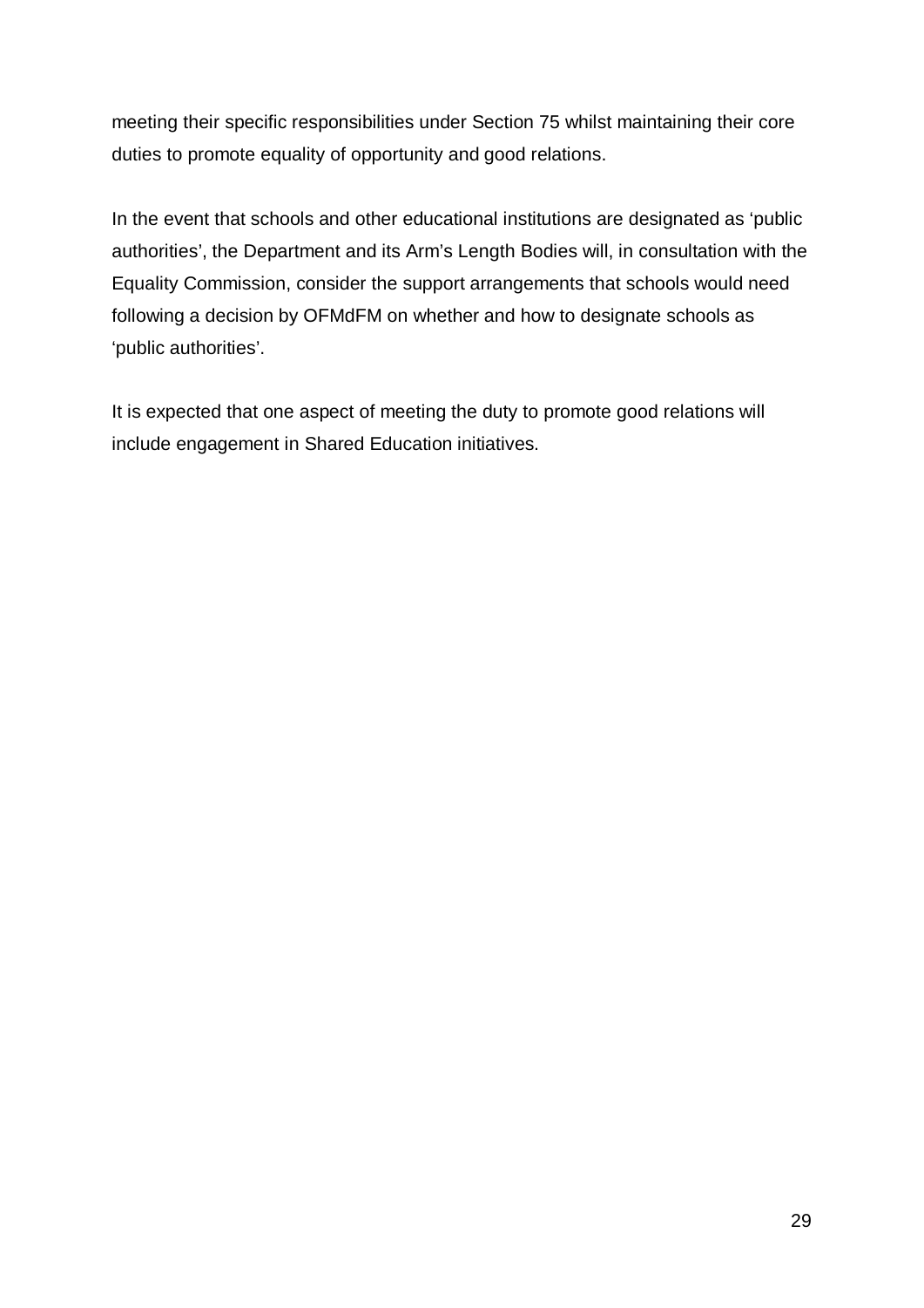meeting their specific responsibilities under Section 75 whilst maintaining their core duties to promote equality of opportunity and good relations.

In the event that schools and other educational institutions are designated as 'public authorities', the Department and its Arm's Length Bodies will, in consultation with the Equality Commission, consider the support arrangements that schools would need following a decision by OFMdFM on whether and how to designate schools as 'public authorities'.

It is expected that one aspect of meeting the duty to promote good relations will include engagement in Shared Education initiatives.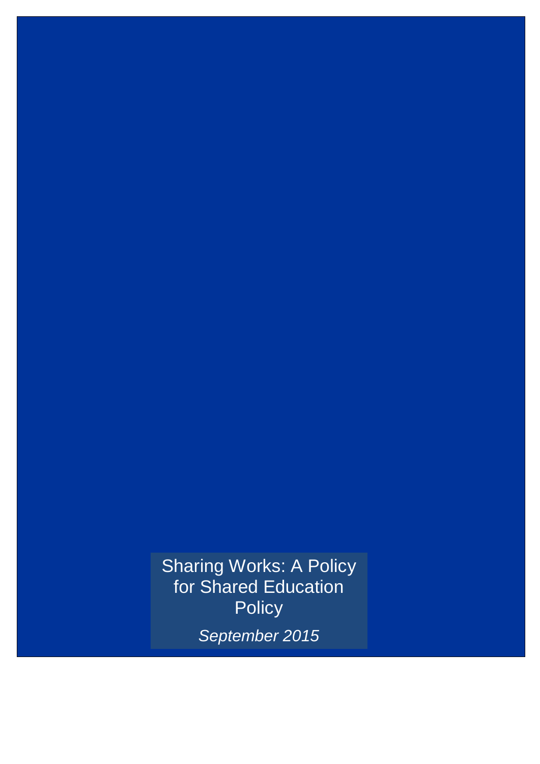Sharing Works: A Policy for Shared Education Policy

*September 2015*